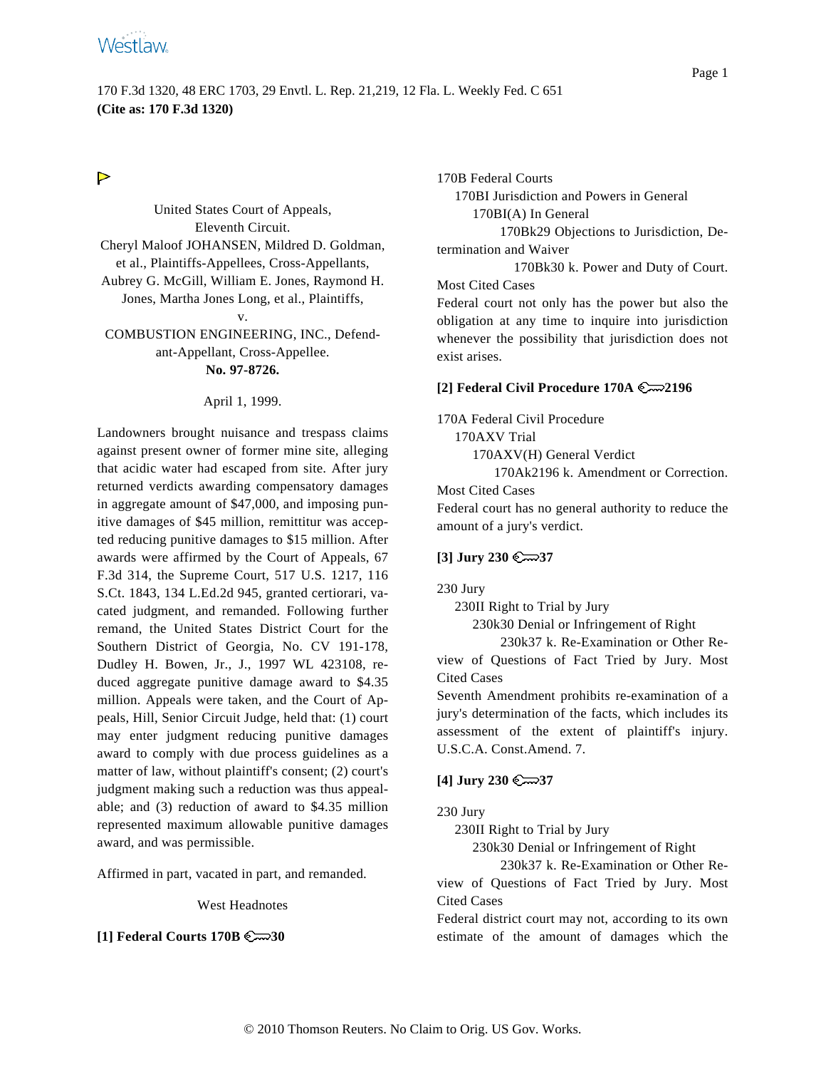170 F.3d 1320, 48 ERC 1703, 29 Envtl. L. Rep. 21,219, 12 Fla. L. Weekly Fed. C 651
**(Cite as: 170 F.3d 1320)**

United States Court of Appeals,
Eleventh Circuit.
Cheryl Maloof JOHANSEN, Mildred D. Goldman, et al., Plaintiffs-Appellees, Cross-Appellants,
Aubrey G. McGill, William E. Jones, Raymond H. Jones, Martha Jones Long, et al., Plaintiffs,
v.
COMBUSTION ENGINEERING, INC., Defendant-Appellant, Cross-Appellee.
**No. 97-8726.**

April 1, 1999.

Landowners brought nuisance and trespass claims against present owner of former mine site, alleging that acidic water had escaped from site. After jury returned verdicts awarding compensatory damages in aggregate amount of $47,000, and imposing punitive damages of $45 million, remittitur was accepted reducing punitive damages to $15 million. After awards were affirmed by the Court of Appeals, 67 F.3d 314, the Supreme Court, 517 U.S. 1217, 116 S.Ct. 1843, 134 L.Ed.2d 945, granted certiorari, vacated judgment, and remanded. Following further remand, the United States District Court for the Southern District of Georgia, No. CV 191-178, Dudley H. Bowen, Jr., J., 1997 WL 423108, reduced aggregate punitive damage award to $4.35 million. Appeals were taken, and the Court of Appeals, Hill, Senior Circuit Judge, held that: (1) court may enter judgment reducing punitive damages award to comply with due process guidelines as a matter of law, without plaintiff's consent; (2) court's judgment making such a reduction was thus appealable; and (3) reduction of award to $4.35 million represented maximum allowable punitive damages award, and was permissible.

Affirmed in part, vacated in part, and remanded.

West Headnotes

**[1] Federal Courts 170B 30**

170B Federal Courts
170BI Jurisdiction and Powers in General
170BI(A) In General
170Bk29 Objections to Jurisdiction, Determination and Waiver
170Bk30 k. Power and Duty of Court. Most Cited Cases

Federal court not only has the power but also the obligation at any time to inquire into jurisdiction whenever the possibility that jurisdiction does not exist arises.

**[2] Federal Civil Procedure 170A 2196**

170A Federal Civil Procedure
170AXV Trial
170AXV(H) General Verdict
170Ak2196 k. Amendment or Correction. Most Cited Cases

Federal court has no general authority to reduce the amount of a jury's verdict.

**[3] Jury 230 37**

230 Jury
230II Right to Trial by Jury
230k30 Denial or Infringement of Right
230k37 k. Re-Examination or Other Review of Questions of Fact Tried by Jury. Most Cited Cases

Seventh Amendment prohibits re-examination of a jury's determination of the facts, which includes its assessment of the extent of plaintiff's injury. U.S.C.A. Const.Amend. 7.

**[4] Jury 230 37**

230 Jury
230II Right to Trial by Jury
230k30 Denial or Infringement of Right
230k37 k. Re-Examination or Other Review of Questions of Fact Tried by Jury. Most Cited Cases

Federal district court may not, according to its own estimate of the amount of damages which the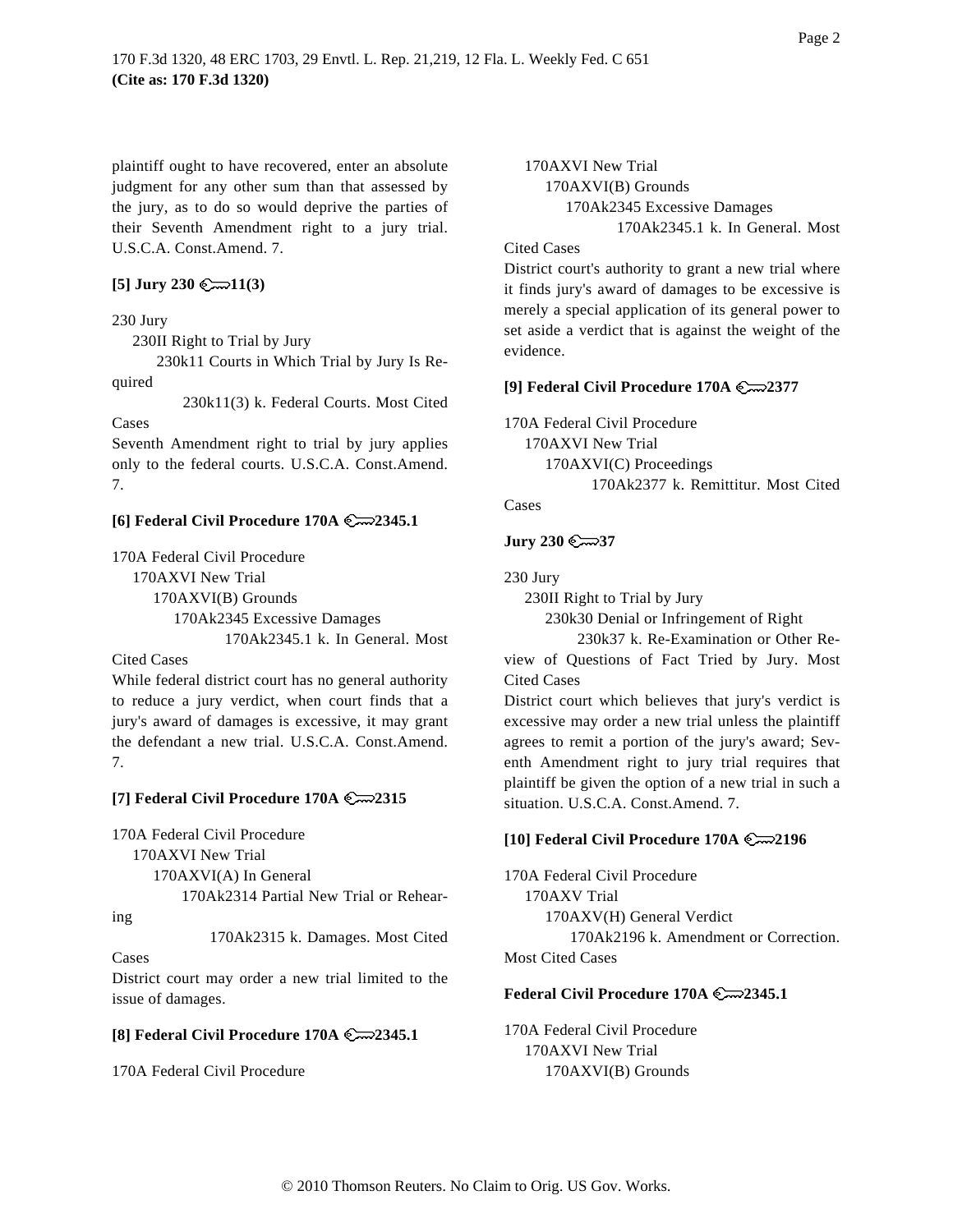plaintiff ought to have recovered, enter an absolute judgment for any other sum than that assessed by the jury, as to do so would deprive the parties of their Seventh Amendment right to a jury trial. U.S.C.A. Const.Amend. 7.

**[5] Jury 230 11(3)**

230 Jury
230II Right to Trial by Jury
230k11 Courts in Which Trial by Jury Is Required
230k11(3) k. Federal Courts. Most Cited Cases

Seventh Amendment right to trial by jury applies only to the federal courts. U.S.C.A. Const.Amend. 7.

**[6] Federal Civil Procedure 170A 2345.1**

170A Federal Civil Procedure
170AXVI New Trial
170AXVI(B) Grounds
170Ak2345 Excessive Damages
170Ak2345.1 k. In General. Most Cited Cases

While federal district court has no general authority to reduce a jury verdict, when court finds that a jury's award of damages is excessive, it may grant the defendant a new trial. U.S.C.A. Const.Amend. 7.

**[7] Federal Civil Procedure 170A 2315**

170A Federal Civil Procedure
170AXVI New Trial
170AXVI(A) In General
170Ak2314 Partial New Trial or Rehearing
170Ak2315 k. Damages. Most Cited Cases

District court may order a new trial limited to the issue of damages.

**[8] Federal Civil Procedure 170A 2345.1**

170A Federal Civil Procedure
170AXVI New Trial
170AXVI(B) Grounds
170Ak2345 Excessive Damages
170Ak2345.1 k. In General. Most Cited Cases

District court's authority to grant a new trial where it finds jury's award of damages to be excessive is merely a special application of its general power to set aside a verdict that is against the weight of the evidence.

**[9] Federal Civil Procedure 170A 2377**

170A Federal Civil Procedure
170AXVI New Trial
170AXVI(C) Proceedings
170Ak2377 k. Remittitur. Most Cited Cases

**Jury 230 37**

230 Jury
230II Right to Trial by Jury
230k30 Denial or Infringement of Right
230k37 k. Re-Examination or Other Review of Questions of Fact Tried by Jury. Most Cited Cases

District court which believes that jury's verdict is excessive may order a new trial unless the plaintiff agrees to remit a portion of the jury's award; Seventh Amendment right to jury trial requires that plaintiff be given the option of a new trial in such a situation. U.S.C.A. Const.Amend. 7.

**[10] Federal Civil Procedure 170A 2196**

170A Federal Civil Procedure
170AXV Trial
170AXV(H) General Verdict
170Ak2196 k. Amendment or Correction. Most Cited Cases

**Federal Civil Procedure 170A 2345.1**

170A Federal Civil Procedure
170AXVI New Trial
170AXVI(B) Grounds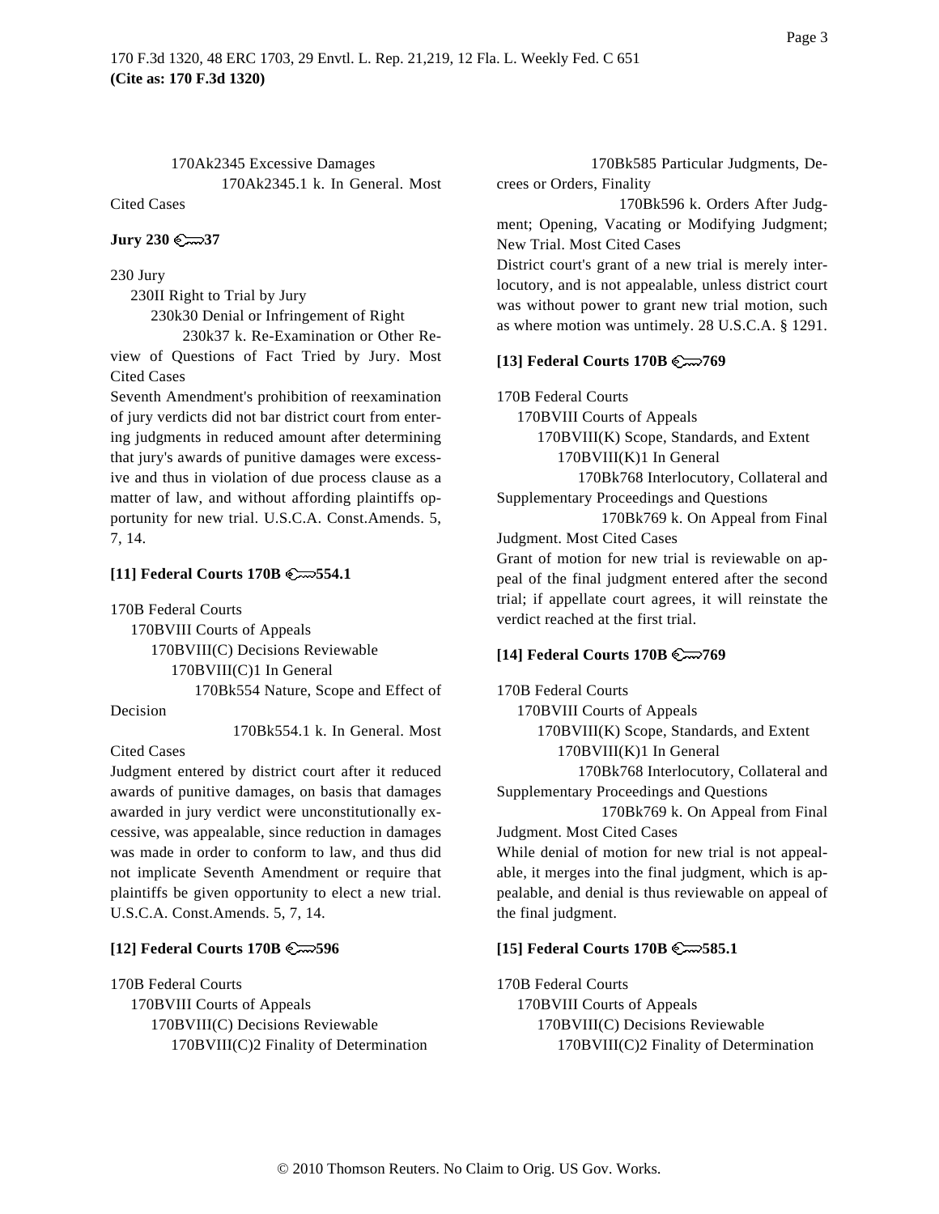170Ak2345 Excessive Damages

170Ak2345.1 k. In General. Most Cited Cases

**Jury 230 ⚷37**

230 Jury

230II Right to Trial by Jury

230k30 Denial or Infringement of Right

230k37 k. Re-Examination or Other Review of Questions of Fact Tried by Jury. Most Cited Cases

Seventh Amendment's prohibition of reexamination of jury verdicts did not bar district court from entering judgments in reduced amount after determining that jury's awards of punitive damages were excessive and thus in violation of due process clause as a matter of law, and without affording plaintiffs opportunity for new trial. U.S.C.A. Const.Amends. 5, 7, 14.

**[11] Federal Courts 170B ⚷554.1**

170B Federal Courts

170BVIII Courts of Appeals

170BVIII(C) Decisions Reviewable

170BVIII(C)1 In General

170Bk554 Nature, Scope and Effect of Decision

170Bk554.1 k. In General. Most Cited Cases

Judgment entered by district court after it reduced awards of punitive damages, on basis that damages awarded in jury verdict were unconstitutionally excessive, was appealable, since reduction in damages was made in order to conform to law, and thus did not implicate Seventh Amendment or require that plaintiffs be given opportunity to elect a new trial. U.S.C.A. Const.Amends. 5, 7, 14.

**[12] Federal Courts 170B ⚷596**

170B Federal Courts

170BVIII Courts of Appeals

170BVIII(C) Decisions Reviewable

170BVIII(C)2 Finality of Determination

170Bk585 Particular Judgments, Decrees or Orders, Finality

170Bk596 k. Orders After Judgment; Opening, Vacating or Modifying Judgment; New Trial. Most Cited Cases

District court's grant of a new trial is merely interlocutory, and is not appealable, unless district court was without power to grant new trial motion, such as where motion was untimely. 28 U.S.C.A. § 1291.

**[13] Federal Courts 170B ⚷769**

170B Federal Courts

170BVIII Courts of Appeals

170BVIII(K) Scope, Standards, and Extent

170BVIII(K)1 In General

170Bk768 Interlocutory, Collateral and Supplementary Proceedings and Questions

170Bk769 k. On Appeal from Final Judgment. Most Cited Cases

Grant of motion for new trial is reviewable on appeal of the final judgment entered after the second trial; if appellate court agrees, it will reinstate the verdict reached at the first trial.

**[14] Federal Courts 170B ⚷769**

170B Federal Courts

170BVIII Courts of Appeals

170BVIII(K) Scope, Standards, and Extent

170BVIII(K)1 In General

170Bk768 Interlocutory, Collateral and Supplementary Proceedings and Questions

170Bk769 k. On Appeal from Final Judgment. Most Cited Cases

While denial of motion for new trial is not appealable, it merges into the final judgment, which is appealable, and denial is thus reviewable on appeal of the final judgment.

**[15] Federal Courts 170B ⚷585.1**

170B Federal Courts

170BVIII Courts of Appeals

170BVIII(C) Decisions Reviewable

170BVIII(C)2 Finality of Determination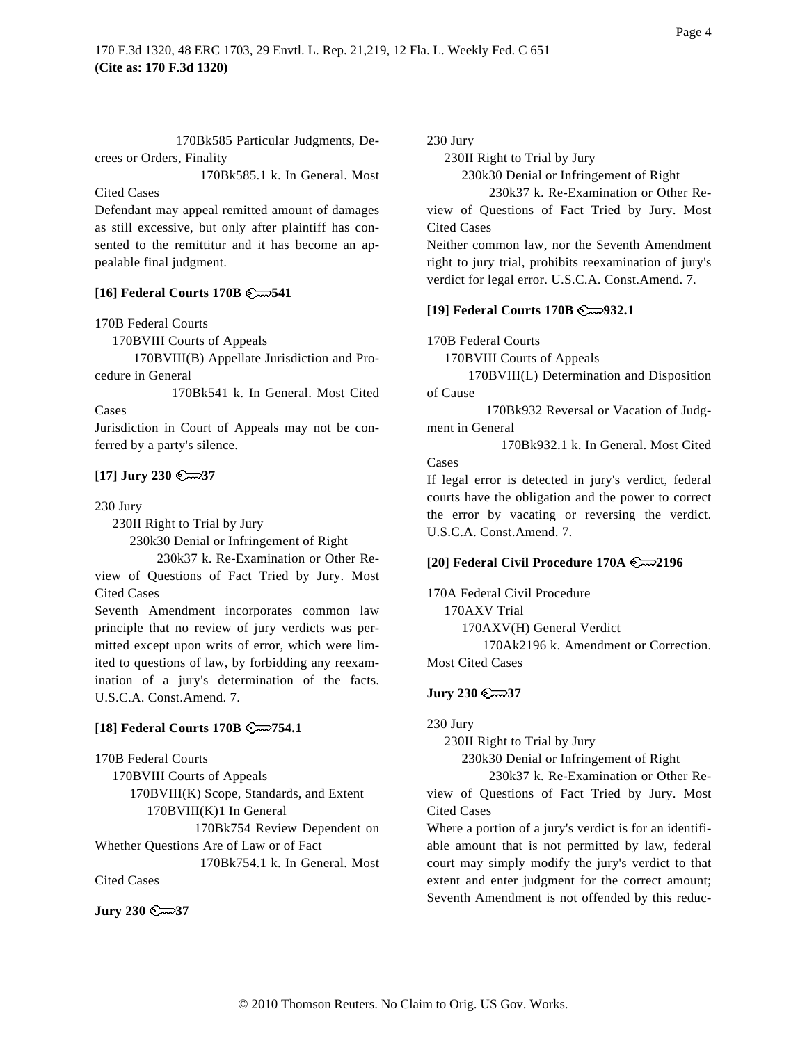170Bk585 Particular Judgments, Decrees or Orders, Finality

170Bk585.1 k. In General. Most Cited Cases

Defendant may appeal remitted amount of damages as still excessive, but only after plaintiff has consented to the remittitur and it has become an appealable final judgment.

**[16] Federal Courts 170B 541**

170B Federal Courts

170BVIII Courts of Appeals

170BVIII(B) Appellate Jurisdiction and Procedure in General

170Bk541 k. In General. Most Cited Cases

Jurisdiction in Court of Appeals may not be conferred by a party's silence.

**[17] Jury 230 37**

230 Jury

230II Right to Trial by Jury

230k30 Denial or Infringement of Right

230k37 k. Re-Examination or Other Review of Questions of Fact Tried by Jury. Most Cited Cases

Seventh Amendment incorporates common law principle that no review of jury verdicts was permitted except upon writs of error, which were limited to questions of law, by forbidding any reexamination of a jury's determination of the facts. U.S.C.A. Const.Amend. 7.

**[18] Federal Courts 170B 754.1**

170B Federal Courts

170BVIII Courts of Appeals

170BVIII(K) Scope, Standards, and Extent

170BVIII(K)1 In General

170Bk754 Review Dependent on Whether Questions Are of Law or of Fact

170Bk754.1 k. In General. Most Cited Cases

**Jury 230 37**

230 Jury

230II Right to Trial by Jury

230k30 Denial or Infringement of Right

230k37 k. Re-Examination or Other Review of Questions of Fact Tried by Jury. Most Cited Cases

Neither common law, nor the Seventh Amendment right to jury trial, prohibits reexamination of jury's verdict for legal error. U.S.C.A. Const.Amend. 7.

**[19] Federal Courts 170B 932.1**

170B Federal Courts

170BVIII Courts of Appeals

170BVIII(L) Determination and Disposition of Cause

170Bk932 Reversal or Vacation of Judgment in General

170Bk932.1 k. In General. Most Cited Cases

If legal error is detected in jury's verdict, federal courts have the obligation and the power to correct the error by vacating or reversing the verdict. U.S.C.A. Const.Amend. 7.

**[20] Federal Civil Procedure 170A 2196**

170A Federal Civil Procedure

170AXV Trial

170AXV(H) General Verdict

170Ak2196 k. Amendment or Correction. Most Cited Cases

**Jury 230 37**

230 Jury

230II Right to Trial by Jury

230k30 Denial or Infringement of Right

230k37 k. Re-Examination or Other Review of Questions of Fact Tried by Jury. Most Cited Cases

Where a portion of a jury's verdict is for an identifiable amount that is not permitted by law, federal court may simply modify the jury's verdict to that extent and enter judgment for the correct amount; Seventh Amendment is not offended by this reduc-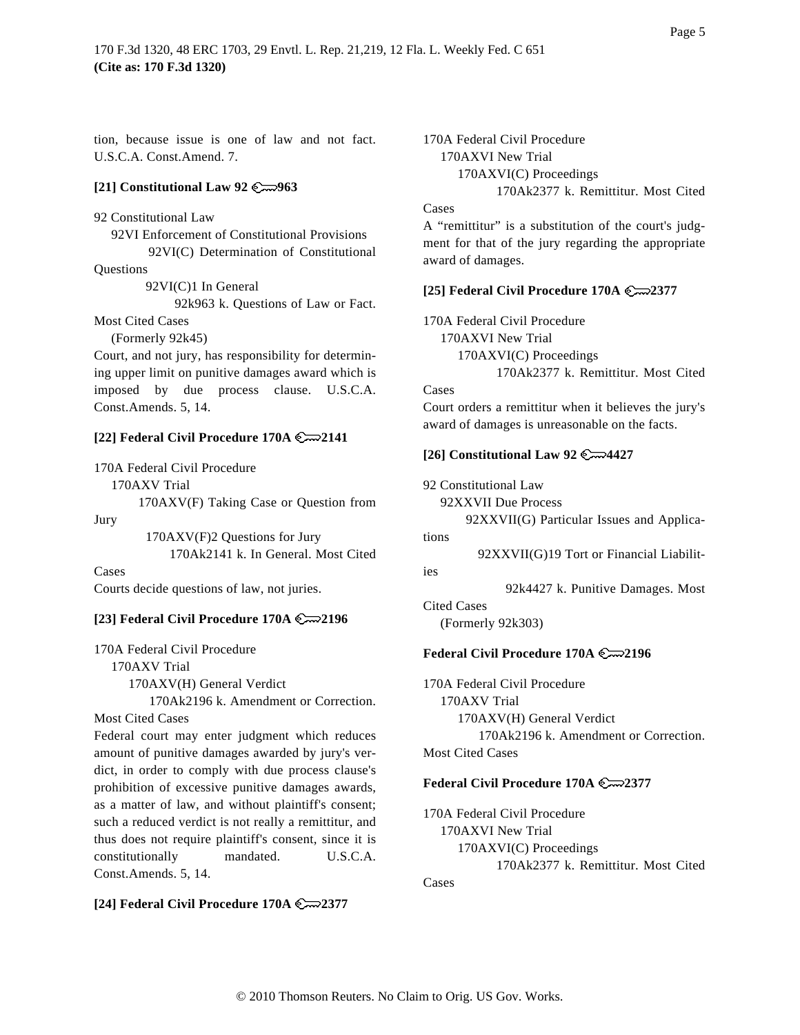tion, because issue is one of law and not fact. U.S.C.A. Const.Amend. 7.

**[21] Constitutional Law 92 963**

92 Constitutional Law
92VI Enforcement of Constitutional Provisions
92VI(C) Determination of Constitutional Questions
92VI(C)1 In General
92k963 k. Questions of Law or Fact. Most Cited Cases
(Formerly 92k45)

Court, and not jury, has responsibility for determining upper limit on punitive damages award which is imposed by due process clause. U.S.C.A. Const.Amends. 5, 14.

**[22] Federal Civil Procedure 170A 2141**

170A Federal Civil Procedure
170AXV Trial
170AXV(F) Taking Case or Question from Jury
170AXV(F)2 Questions for Jury
170Ak2141 k. In General. Most Cited Cases

Courts decide questions of law, not juries.

**[23] Federal Civil Procedure 170A 2196**

170A Federal Civil Procedure
170AXV Trial
170AXV(H) General Verdict
170Ak2196 k. Amendment or Correction. Most Cited Cases

Federal court may enter judgment which reduces amount of punitive damages awarded by jury's verdict, in order to comply with due process clause's prohibition of excessive punitive damages awards, as a matter of law, and without plaintiff's consent; such a reduced verdict is not really a remittitur, and thus does not require plaintiff's consent, since it is constitutionally mandated. U.S.C.A. Const.Amends. 5, 14.

**[24] Federal Civil Procedure 170A 2377**

170A Federal Civil Procedure
170AXVI New Trial
170AXVI(C) Proceedings
170Ak2377 k. Remittitur. Most Cited Cases

A "remittitur" is a substitution of the court's judgment for that of the jury regarding the appropriate award of damages.

**[25] Federal Civil Procedure 170A 2377**

170A Federal Civil Procedure
170AXVI New Trial
170AXVI(C) Proceedings
170Ak2377 k. Remittitur. Most Cited Cases

Court orders a remittitur when it believes the jury's award of damages is unreasonable on the facts.

**[26] Constitutional Law 92 4427**

92 Constitutional Law
92XXVII Due Process
92XXVII(G) Particular Issues and Applications
92XXVII(G)19 Tort or Financial Liabilities
92k4427 k. Punitive Damages. Most Cited Cases
(Formerly 92k303)

**Federal Civil Procedure 170A 2196**

170A Federal Civil Procedure
170AXV Trial
170AXV(H) General Verdict
170Ak2196 k. Amendment or Correction. Most Cited Cases

**Federal Civil Procedure 170A 2377**

170A Federal Civil Procedure
170AXVI New Trial
170AXVI(C) Proceedings
170Ak2377 k. Remittitur. Most Cited Cases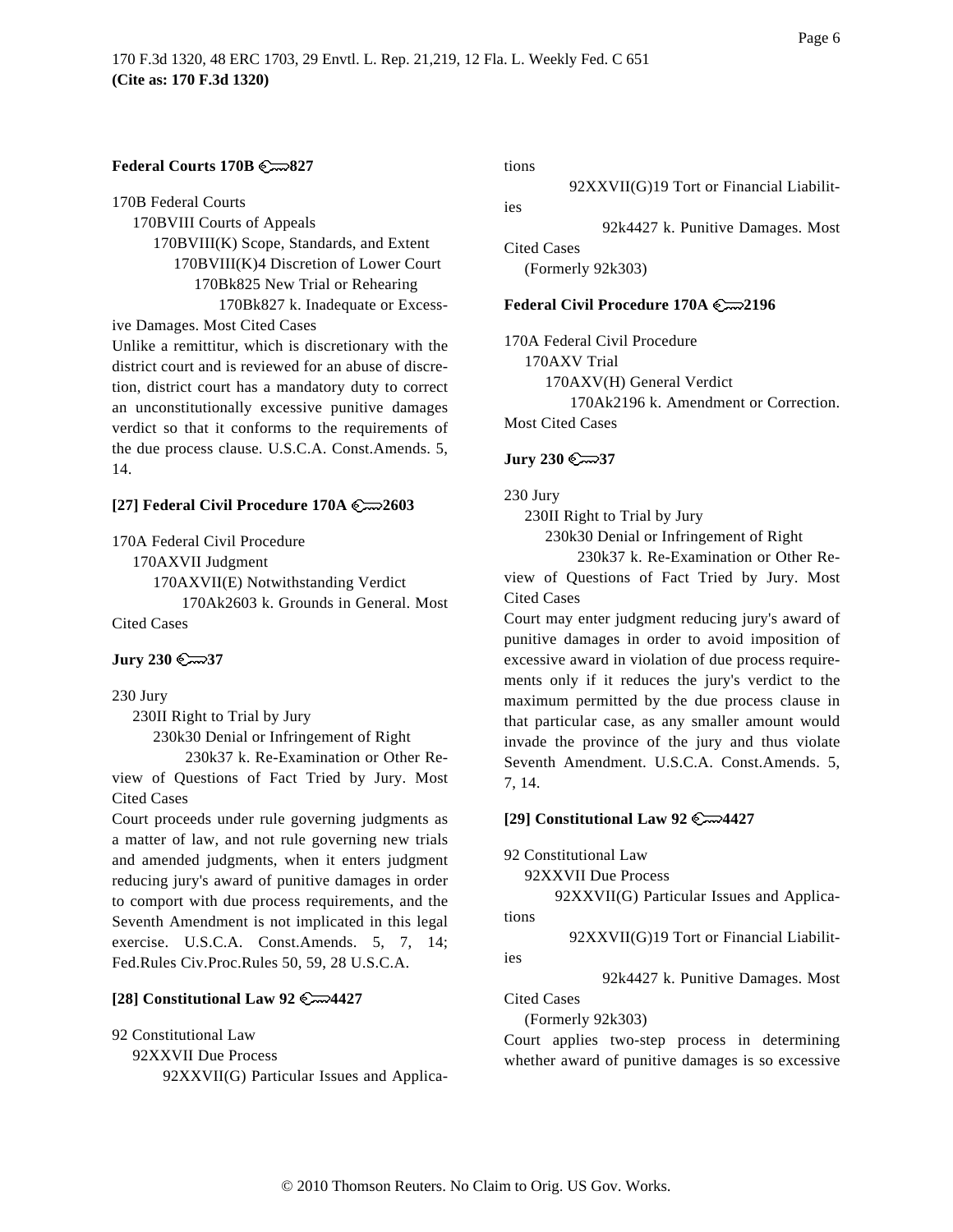**Federal Courts 170B 827**

170B Federal Courts
170BVIII Courts of Appeals
170BVIII(K) Scope, Standards, and Extent
170BVIII(K)4 Discretion of Lower Court
170Bk825 New Trial or Rehearing
170Bk827 k. Inadequate or Excessive Damages. Most Cited Cases

Unlike a remittitur, which is discretionary with the district court and is reviewed for an abuse of discretion, district court has a mandatory duty to correct an unconstitutionally excessive punitive damages verdict so that it conforms to the requirements of the due process clause. U.S.C.A. Const.Amends. 5, 14.

**[27] Federal Civil Procedure 170A 2603**

170A Federal Civil Procedure
170AXVII Judgment
170AXVII(E) Notwithstanding Verdict
170Ak2603 k. Grounds in General. Most Cited Cases

**Jury 230 37**

230 Jury
230II Right to Trial by Jury
230k30 Denial or Infringement of Right
230k37 k. Re-Examination or Other Review of Questions of Fact Tried by Jury. Most Cited Cases

Court proceeds under rule governing judgments as a matter of law, and not rule governing new trials and amended judgments, when it enters judgment reducing jury's award of punitive damages in order to comport with due process requirements, and the Seventh Amendment is not implicated in this legal exercise. U.S.C.A. Const.Amends. 5, 7, 14; Fed.Rules Civ.Proc.Rules 50, 59, 28 U.S.C.A.

**[28] Constitutional Law 92 4427**

92 Constitutional Law
92XXVII Due Process
92XXVII(G) Particular Issues and Applications
92XXVII(G)19 Tort or Financial Liabilities
92k4427 k. Punitive Damages. Most Cited Cases
(Formerly 92k303)

**Federal Civil Procedure 170A 2196**

170A Federal Civil Procedure
170AXV Trial
170AXV(H) General Verdict
170Ak2196 k. Amendment or Correction. Most Cited Cases

**Jury 230 37**

230 Jury
230II Right to Trial by Jury
230k30 Denial or Infringement of Right
230k37 k. Re-Examination or Other Review of Questions of Fact Tried by Jury. Most Cited Cases

Court may enter judgment reducing jury's award of punitive damages in order to avoid imposition of excessive award in violation of due process requirements only if it reduces the jury's verdict to the maximum permitted by the due process clause in that particular case, as any smaller amount would invade the province of the jury and thus violate Seventh Amendment. U.S.C.A. Const.Amends. 5, 7, 14.

**[29] Constitutional Law 92 4427**

92 Constitutional Law
92XXVII Due Process
92XXVII(G) Particular Issues and Applications
92XXVII(G)19 Tort or Financial Liabilities
92k4427 k. Punitive Damages. Most Cited Cases
(Formerly 92k303)

Court applies two-step process in determining whether award of punitive damages is so excessive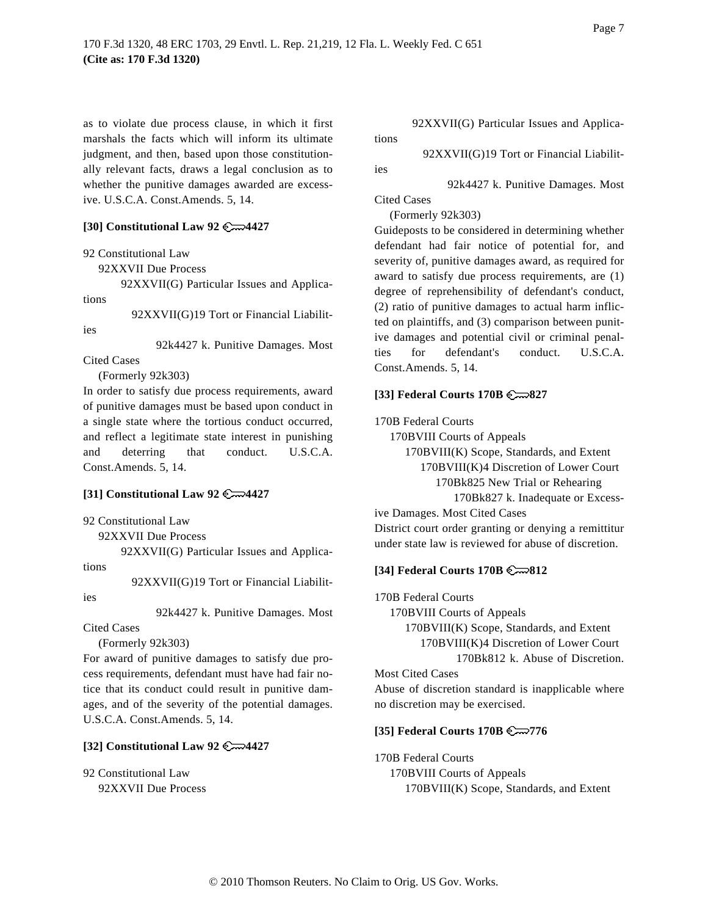as to violate due process clause, in which it first marshals the facts which will inform its ultimate judgment, and then, based upon those constitutionally relevant facts, draws a legal conclusion as to whether the punitive damages awarded are excessive. U.S.C.A. Const.Amends. 5, 14.

**[30] Constitutional Law 92 ⚷4427**

92 Constitutional Law
92XXVII Due Process
92XXVII(G) Particular Issues and Applications
92XXVII(G)19 Tort or Financial Liabilities
92k4427 k. Punitive Damages. Most Cited Cases
(Formerly 92k303)

In order to satisfy due process requirements, award of punitive damages must be based upon conduct in a single state where the tortious conduct occurred, and reflect a legitimate state interest in punishing and deterring that conduct. U.S.C.A. Const.Amends. 5, 14.

**[31] Constitutional Law 92 ⚷4427**

92 Constitutional Law
92XXVII Due Process
92XXVII(G) Particular Issues and Applications
92XXVII(G)19 Tort or Financial Liabilities
92k4427 k. Punitive Damages. Most Cited Cases
(Formerly 92k303)

For award of punitive damages to satisfy due process requirements, defendant must have had fair notice that its conduct could result in punitive damages, and of the severity of the potential damages. U.S.C.A. Const.Amends. 5, 14.

**[32] Constitutional Law 92 ⚷4427**

92 Constitutional Law
92XXVII Due Process
92XXVII(G) Particular Issues and Applications
92XXVII(G)19 Tort or Financial Liabilities
92k4427 k. Punitive Damages. Most Cited Cases
(Formerly 92k303)

Guideposts to be considered in determining whether defendant had fair notice of potential for, and severity of, punitive damages award, as required for award to satisfy due process requirements, are (1) degree of reprehensibility of defendant's conduct, (2) ratio of punitive damages to actual harm inflicted on plaintiffs, and (3) comparison between punitive damages and potential civil or criminal penalties for defendant's conduct. U.S.C.A. Const.Amends. 5, 14.

**[33] Federal Courts 170B ⚷827**

170B Federal Courts
170BVIII Courts of Appeals
170BVIII(K) Scope, Standards, and Extent
170BVIII(K)4 Discretion of Lower Court
170Bk825 New Trial or Rehearing
170Bk827 k. Inadequate or Excessive Damages. Most Cited Cases

District court order granting or denying a remittitur under state law is reviewed for abuse of discretion.

**[34] Federal Courts 170B ⚷812**

170B Federal Courts
170BVIII Courts of Appeals
170BVIII(K) Scope, Standards, and Extent
170BVIII(K)4 Discretion of Lower Court
170Bk812 k. Abuse of Discretion. Most Cited Cases

Abuse of discretion standard is inapplicable where no discretion may be exercised.

**[35] Federal Courts 170B ⚷776**

170B Federal Courts
170BVIII Courts of Appeals
170BVIII(K) Scope, Standards, and Extent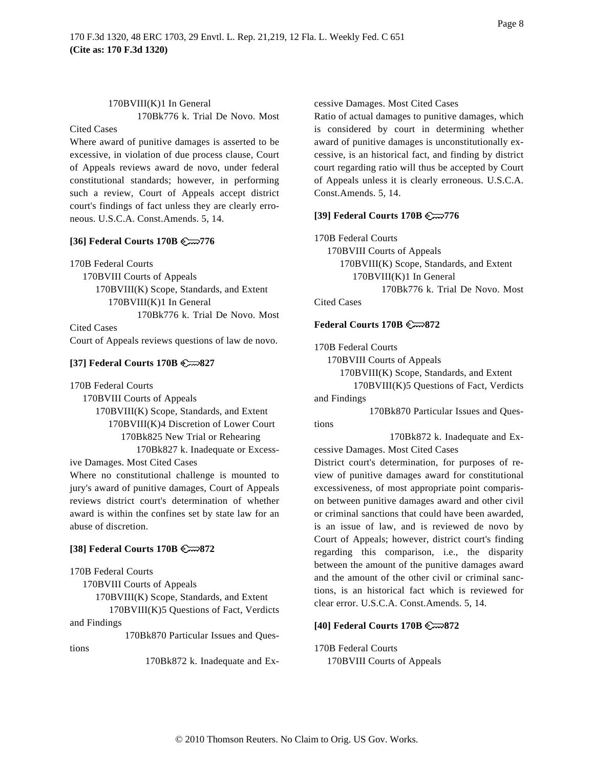170BVIII(K)1 In General

170Bk776 k. Trial De Novo. Most Cited Cases

Where award of punitive damages is asserted to be excessive, in violation of due process clause, Court of Appeals reviews award de novo, under federal constitutional standards; however, in performing such a review, Court of Appeals accept district court's findings of fact unless they are clearly erroneous. U.S.C.A. Const.Amends. 5, 14.

**[36] Federal Courts 170B 776**

170B Federal Courts
170BVIII Courts of Appeals
170BVIII(K) Scope, Standards, and Extent
170BVIII(K)1 In General
170Bk776 k. Trial De Novo. Most Cited Cases

Court of Appeals reviews questions of law de novo.

**[37] Federal Courts 170B 827**

170B Federal Courts
170BVIII Courts of Appeals
170BVIII(K) Scope, Standards, and Extent
170BVIII(K)4 Discretion of Lower Court
170Bk825 New Trial or Rehearing
170Bk827 k. Inadequate or Excessive Damages. Most Cited Cases

Where no constitutional challenge is mounted to jury's award of punitive damages, Court of Appeals reviews district court's determination of whether award is within the confines set by state law for an abuse of discretion.

**[38] Federal Courts 170B 872**

170B Federal Courts
170BVIII Courts of Appeals
170BVIII(K) Scope, Standards, and Extent
170BVIII(K)5 Questions of Fact, Verdicts and Findings
170Bk870 Particular Issues and Questions
170Bk872 k. Inadequate and Excessive Damages. Most Cited Cases

Ratio of actual damages to punitive damages, which is considered by court in determining whether award of punitive damages is unconstitutionally excessive, is an historical fact, and finding by district court regarding ratio will thus be accepted by Court of Appeals unless it is clearly erroneous. U.S.C.A. Const.Amends. 5, 14.

**[39] Federal Courts 170B 776**

170B Federal Courts
170BVIII Courts of Appeals
170BVIII(K) Scope, Standards, and Extent
170BVIII(K)1 In General
170Bk776 k. Trial De Novo. Most Cited Cases

**Federal Courts 170B 872**

170B Federal Courts
170BVIII Courts of Appeals
170BVIII(K) Scope, Standards, and Extent
170BVIII(K)5 Questions of Fact, Verdicts and Findings
170Bk870 Particular Issues and Questions
170Bk872 k. Inadequate and Excessive Damages. Most Cited Cases

District court's determination, for purposes of review of punitive damages award for constitutional excessiveness, of most appropriate point comparison between punitive damages award and other civil or criminal sanctions that could have been awarded, is an issue of law, and is reviewed de novo by Court of Appeals; however, district court's finding regarding this comparison, i.e., the disparity between the amount of the punitive damages award and the amount of the other civil or criminal sanctions, is an historical fact which is reviewed for clear error. U.S.C.A. Const.Amends. 5, 14.

**[40] Federal Courts 170B 872**

170B Federal Courts
170BVIII Courts of Appeals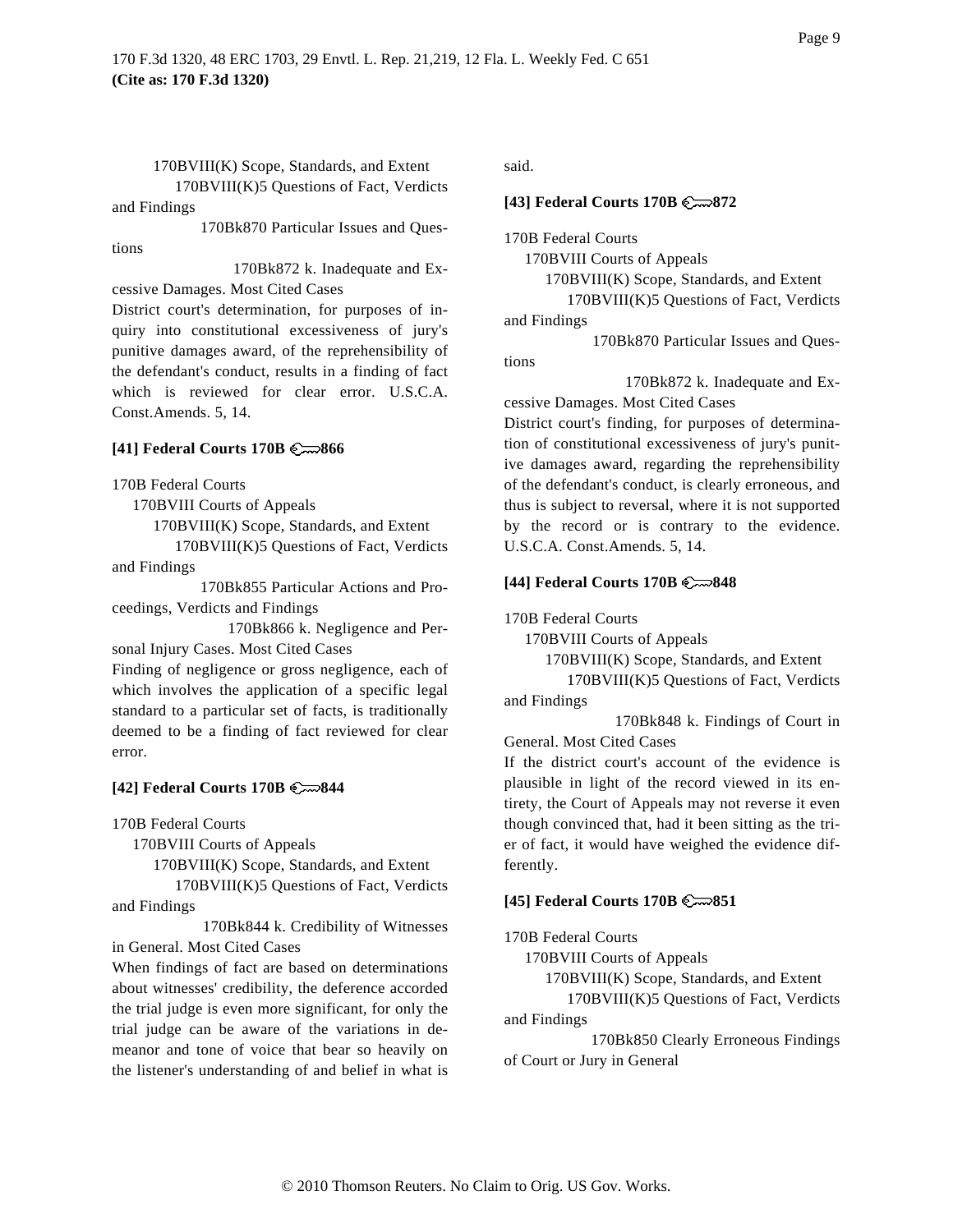170BVIII(K) Scope, Standards, and Extent

170BVIII(K)5 Questions of Fact, Verdicts and Findings

170Bk870 Particular Issues and Questions

170Bk872 k. Inadequate and Excessive Damages. Most Cited Cases

District court's determination, for purposes of inquiry into constitutional excessiveness of jury's punitive damages award, of the reprehensibility of the defendant's conduct, results in a finding of fact which is reviewed for clear error. U.S.C.A. Const.Amends. 5, 14.

**[41] Federal Courts 170B 866**

170B Federal Courts

170BVIII Courts of Appeals

170BVIII(K) Scope, Standards, and Extent

170BVIII(K)5 Questions of Fact, Verdicts and Findings

170Bk855 Particular Actions and Proceedings, Verdicts and Findings

170Bk866 k. Negligence and Personal Injury Cases. Most Cited Cases

Finding of negligence or gross negligence, each of which involves the application of a specific legal standard to a particular set of facts, is traditionally deemed to be a finding of fact reviewed for clear error.

**[42] Federal Courts 170B 844**

170B Federal Courts

170BVIII Courts of Appeals

170BVIII(K) Scope, Standards, and Extent

170BVIII(K)5 Questions of Fact, Verdicts and Findings

170Bk844 k. Credibility of Witnesses in General. Most Cited Cases

When findings of fact are based on determinations about witnesses' credibility, the deference accorded the trial judge is even more significant, for only the trial judge can be aware of the variations in demeanor and tone of voice that bear so heavily on the listener's understanding of and belief in what is said.

**[43] Federal Courts 170B 872**

170B Federal Courts

170BVIII Courts of Appeals

170BVIII(K) Scope, Standards, and Extent

170BVIII(K)5 Questions of Fact, Verdicts and Findings

170Bk870 Particular Issues and Questions

170Bk872 k. Inadequate and Excessive Damages. Most Cited Cases

District court's finding, for purposes of determination of constitutional excessiveness of jury's punitive damages award, regarding the reprehensibility of the defendant's conduct, is clearly erroneous, and thus is subject to reversal, where it is not supported by the record or is contrary to the evidence. U.S.C.A. Const.Amends. 5, 14.

**[44] Federal Courts 170B 848**

170B Federal Courts

170BVIII Courts of Appeals

170BVIII(K) Scope, Standards, and Extent

170BVIII(K)5 Questions of Fact, Verdicts and Findings

170Bk848 k. Findings of Court in General. Most Cited Cases

If the district court's account of the evidence is plausible in light of the record viewed in its entirety, the Court of Appeals may not reverse it even though convinced that, had it been sitting as the trier of fact, it would have weighed the evidence differently.

**[45] Federal Courts 170B 851**

170B Federal Courts

170BVIII Courts of Appeals

170BVIII(K) Scope, Standards, and Extent

170BVIII(K)5 Questions of Fact, Verdicts and Findings

170Bk850 Clearly Erroneous Findings of Court or Jury in General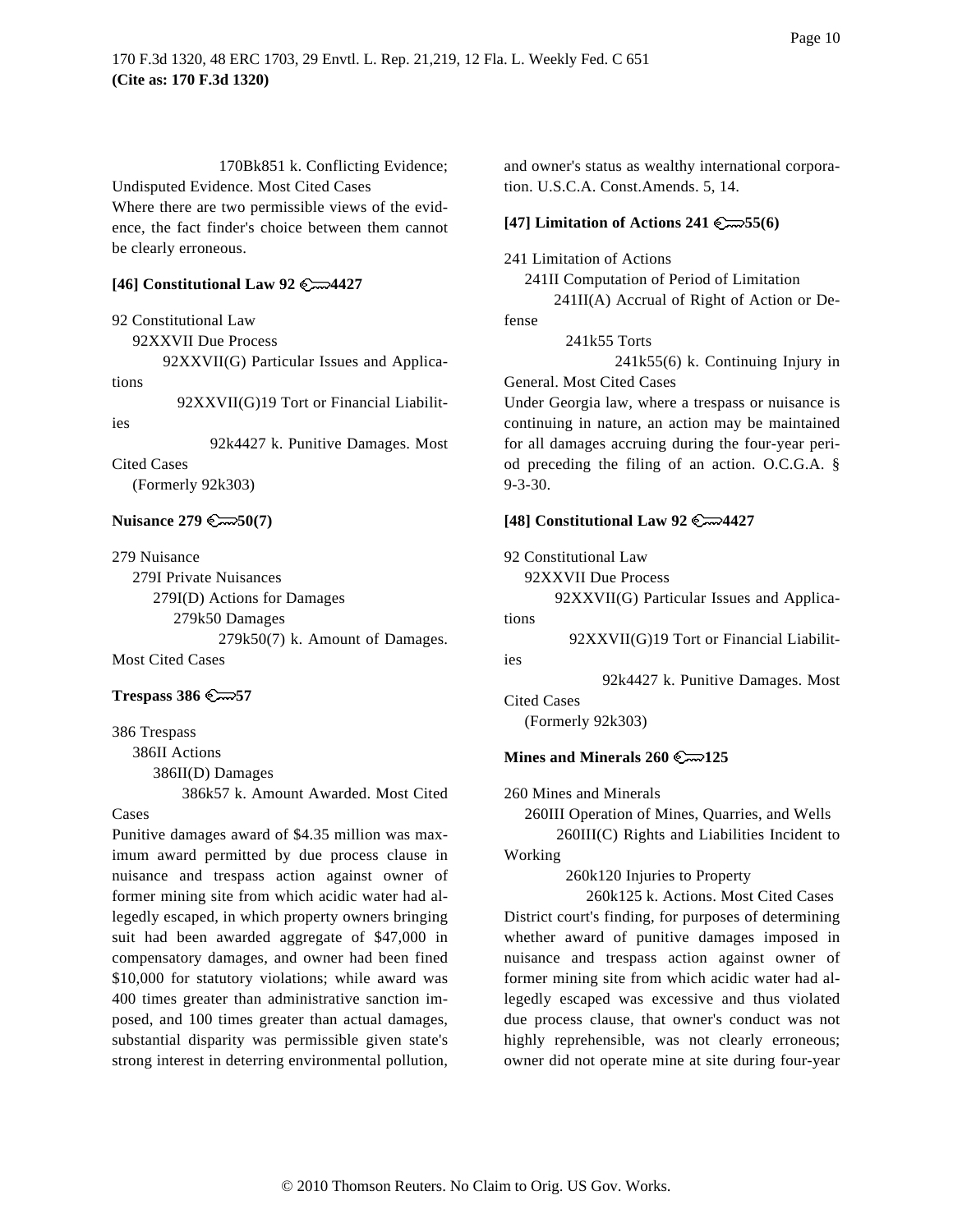170Bk851 k. Conflicting Evidence; Undisputed Evidence. Most Cited Cases

Where there are two permissible views of the evidence, the fact finder's choice between them cannot be clearly erroneous.

**[46] Constitutional Law 92 4427**

92 Constitutional Law

92XXVII Due Process

92XXVII(G) Particular Issues and Applications

92XXVII(G)19 Tort or Financial Liabilities

92k4427 k. Punitive Damages. Most Cited Cases

(Formerly 92k303)

**Nuisance 279 50(7)**

279 Nuisance

279I Private Nuisances

279I(D) Actions for Damages

279k50 Damages

279k50(7) k. Amount of Damages. Most Cited Cases

**Trespass 386 57**

386 Trespass

386II Actions

386II(D) Damages

386k57 k. Amount Awarded. Most Cited Cases

Punitive damages award of $4.35 million was maximum award permitted by due process clause in nuisance and trespass action against owner of former mining site from which acidic water had allegedly escaped, in which property owners bringing suit had been awarded aggregate of $47,000 in compensatory damages, and owner had been fined $10,000 for statutory violations; while award was 400 times greater than administrative sanction imposed, and 100 times greater than actual damages, substantial disparity was permissible given state's strong interest in deterring environmental pollution, and owner's status as wealthy international corporation. U.S.C.A. Const.Amends. 5, 14.

**[47] Limitation of Actions 241 55(6)**

241 Limitation of Actions

241II Computation of Period of Limitation

241II(A) Accrual of Right of Action or Defense

241k55 Torts

241k55(6) k. Continuing Injury in General. Most Cited Cases

Under Georgia law, where a trespass or nuisance is continuing in nature, an action may be maintained for all damages accruing during the four-year period preceding the filing of an action. O.C.G.A. § 9-3-30.

**[48] Constitutional Law 92 4427**

92 Constitutional Law

92XXVII Due Process

92XXVII(G) Particular Issues and Applications

92XXVII(G)19 Tort or Financial Liabilities

92k4427 k. Punitive Damages. Most Cited Cases

(Formerly 92k303)

**Mines and Minerals 260 125**

260 Mines and Minerals

260III Operation of Mines, Quarries, and Wells

260III(C) Rights and Liabilities Incident to Working

260k120 Injuries to Property

260k125 k. Actions. Most Cited Cases

District court's finding, for purposes of determining whether award of punitive damages imposed in nuisance and trespass action against owner of former mining site from which acidic water had allegedly escaped was excessive and thus violated due process clause, that owner's conduct was not highly reprehensible, was not clearly erroneous; owner did not operate mine at site during four-year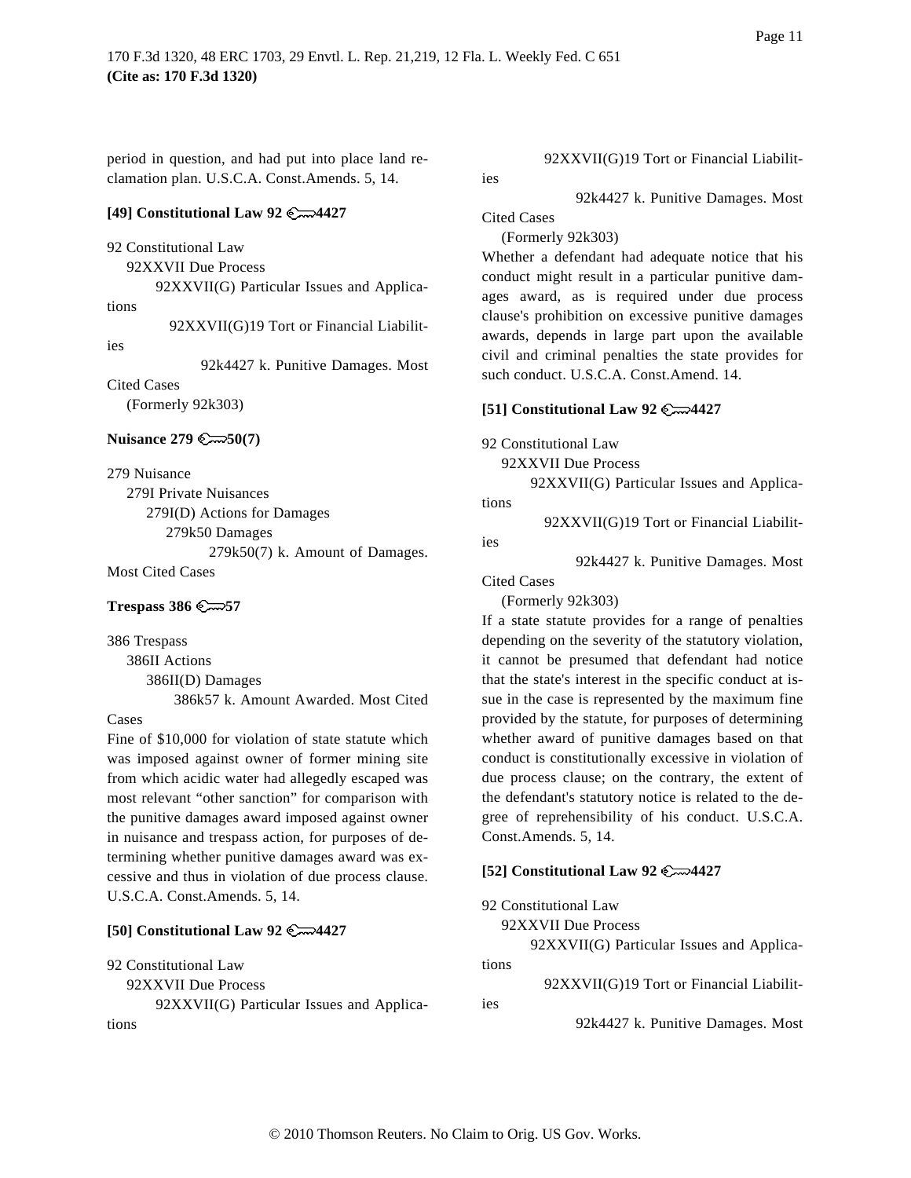period in question, and had put into place land reclamation plan. U.S.C.A. Const.Amends. 5, 14.

**[49] Constitutional Law 92 4427**

92 Constitutional Law
92XXVII Due Process
92XXVII(G) Particular Issues and Applications
92XXVII(G)19 Tort or Financial Liabilities
92k4427 k. Punitive Damages. Most Cited Cases
(Formerly 92k303)

**Nuisance 279 50(7)**

279 Nuisance
279I Private Nuisances
279I(D) Actions for Damages
279k50 Damages
279k50(7) k. Amount of Damages. Most Cited Cases

**Trespass 386 57**

386 Trespass
386II Actions
386II(D) Damages
386k57 k. Amount Awarded. Most Cited Cases

Fine of $10,000 for violation of state statute which was imposed against owner of former mining site from which acidic water had allegedly escaped was most relevant "other sanction" for comparison with the punitive damages award imposed against owner in nuisance and trespass action, for purposes of determining whether punitive damages award was excessive and thus in violation of due process clause. U.S.C.A. Const.Amends. 5, 14.

**[50] Constitutional Law 92 4427**

92 Constitutional Law
92XXVII Due Process
92XXVII(G) Particular Issues and Applications
92XXVII(G)19 Tort or Financial Liabilities
92k4427 k. Punitive Damages. Most Cited Cases
(Formerly 92k303)

Whether a defendant had adequate notice that his conduct might result in a particular punitive damages award, as is required under due process clause's prohibition on excessive punitive damages awards, depends in large part upon the available civil and criminal penalties the state provides for such conduct. U.S.C.A. Const.Amend. 14.

**[51] Constitutional Law 92 4427**

92 Constitutional Law
92XXVII Due Process
92XXVII(G) Particular Issues and Applications
92XXVII(G)19 Tort or Financial Liabilities
92k4427 k. Punitive Damages. Most Cited Cases
(Formerly 92k303)

If a state statute provides for a range of penalties depending on the severity of the statutory violation, it cannot be presumed that defendant had notice that the state's interest in the specific conduct at issue in the case is represented by the maximum fine provided by the statute, for purposes of determining whether award of punitive damages based on that conduct is constitutionally excessive in violation of due process clause; on the contrary, the extent of the defendant's statutory notice is related to the degree of reprehensibility of his conduct. U.S.C.A. Const.Amends. 5, 14.

**[52] Constitutional Law 92 4427**

92 Constitutional Law
92XXVII Due Process
92XXVII(G) Particular Issues and Applications
92XXVII(G)19 Tort or Financial Liabilities
92k4427 k. Punitive Damages. Most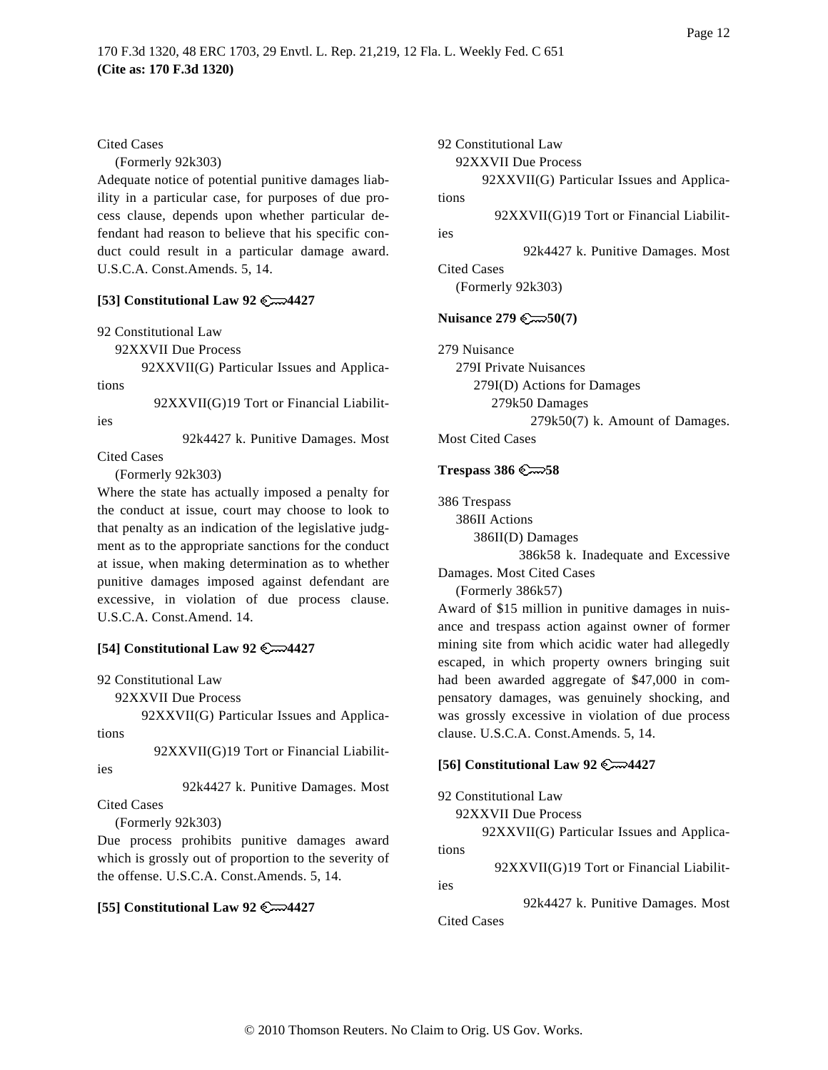Cited Cases

(Formerly 92k303)

Adequate notice of potential punitive damages liability in a particular case, for purposes of due process clause, depends upon whether particular defendant had reason to believe that his specific conduct could result in a particular damage award. U.S.C.A. Const.Amends. 5, 14.

**[53] Constitutional Law 92 ⚷4427**

92 Constitutional Law

92XXVII Due Process

92XXVII(G) Particular Issues and Applications

92XXVII(G)19 Tort or Financial Liabilities

92k4427 k. Punitive Damages. Most Cited Cases

(Formerly 92k303)

Where the state has actually imposed a penalty for the conduct at issue, court may choose to look to that penalty as an indication of the legislative judgment as to the appropriate sanctions for the conduct at issue, when making determination as to whether punitive damages imposed against defendant are excessive, in violation of due process clause. U.S.C.A. Const.Amend. 14.

**[54] Constitutional Law 92 ⚷4427**

92 Constitutional Law

92XXVII Due Process

92XXVII(G) Particular Issues and Applications

92XXVII(G)19 Tort or Financial Liabilities

92k4427 k. Punitive Damages. Most Cited Cases

(Formerly 92k303)

Due process prohibits punitive damages award which is grossly out of proportion to the severity of the offense. U.S.C.A. Const.Amends. 5, 14.

**[55] Constitutional Law 92 ⚷4427**

92 Constitutional Law

92XXVII Due Process

92XXVII(G) Particular Issues and Applications

92XXVII(G)19 Tort or Financial Liabilities

92k4427 k. Punitive Damages. Most Cited Cases

(Formerly 92k303)

**Nuisance 279 ⚷50(7)**

279 Nuisance

279I Private Nuisances

279I(D) Actions for Damages

279k50 Damages

279k50(7) k. Amount of Damages. Most Cited Cases

**Trespass 386 ⚷58**

386 Trespass

386II Actions

386II(D) Damages

386k58 k. Inadequate and Excessive Damages. Most Cited Cases

(Formerly 386k57)

Award of $15 million in punitive damages in nuisance and trespass action against owner of former mining site from which acidic water had allegedly escaped, in which property owners bringing suit had been awarded aggregate of $47,000 in compensatory damages, was genuinely shocking, and was grossly excessive in violation of due process clause. U.S.C.A. Const.Amends. 5, 14.

**[56] Constitutional Law 92 ⚷4427**

92 Constitutional Law

92XXVII Due Process

92XXVII(G) Particular Issues and Applications

92XXVII(G)19 Tort or Financial Liabilities

92k4427 k. Punitive Damages. Most Cited Cases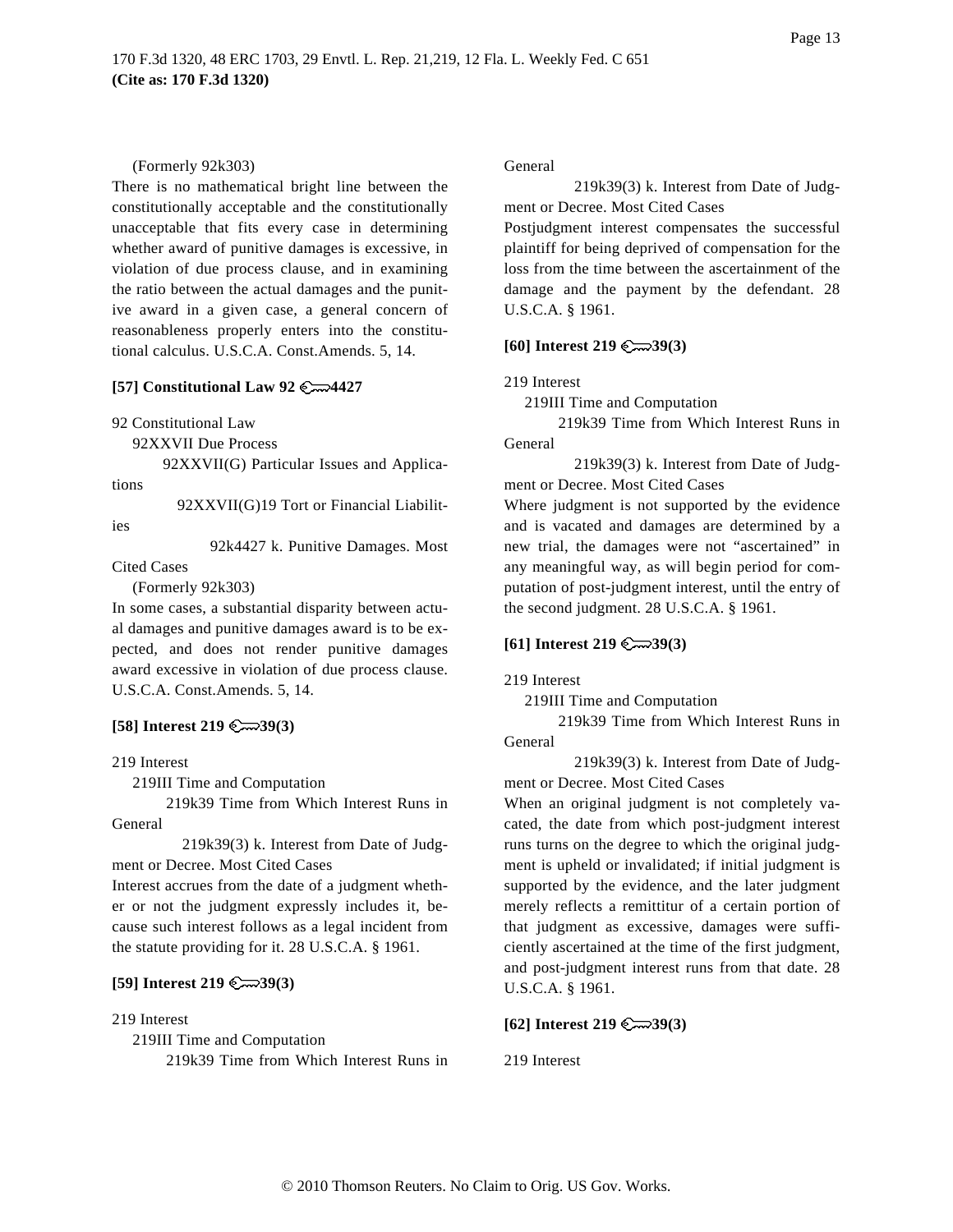(Formerly 92k303)

There is no mathematical bright line between the constitutionally acceptable and the constitutionally unacceptable that fits every case in determining whether award of punitive damages is excessive, in violation of due process clause, and in examining the ratio between the actual damages and the punitive award in a given case, a general concern of reasonableness properly enters into the constitutional calculus. U.S.C.A. Const.Amends. 5, 14.

**[57] Constitutional Law 92 4427**

92 Constitutional Law

92XXVII Due Process

92XXVII(G) Particular Issues and Applications

92XXVII(G)19 Tort or Financial Liabilities

92k4427 k. Punitive Damages. Most Cited Cases

(Formerly 92k303)

In some cases, a substantial disparity between actual damages and punitive damages award is to be expected, and does not render punitive damages award excessive in violation of due process clause. U.S.C.A. Const.Amends. 5, 14.

**[58] Interest 219 39(3)**

219 Interest

219III Time and Computation

219k39 Time from Which Interest Runs in General

219k39(3) k. Interest from Date of Judgment or Decree. Most Cited Cases

Interest accrues from the date of a judgment whether or not the judgment expressly includes it, because such interest follows as a legal incident from the statute providing for it. 28 U.S.C.A. § 1961.

**[59] Interest 219 39(3)**

219 Interest

219III Time and Computation

219k39 Time from Which Interest Runs in General

219k39(3) k. Interest from Date of Judgment or Decree. Most Cited Cases

Postjudgment interest compensates the successful plaintiff for being deprived of compensation for the loss from the time between the ascertainment of the damage and the payment by the defendant. 28 U.S.C.A. § 1961.

**[60] Interest 219 39(3)**

219 Interest

219III Time and Computation

219k39 Time from Which Interest Runs in General

219k39(3) k. Interest from Date of Judgment or Decree. Most Cited Cases

Where judgment is not supported by the evidence and is vacated and damages are determined by a new trial, the damages were not "ascertained" in any meaningful way, as will begin period for computation of post-judgment interest, until the entry of the second judgment. 28 U.S.C.A. § 1961.

**[61] Interest 219 39(3)**

219 Interest

219III Time and Computation

219k39 Time from Which Interest Runs in General

219k39(3) k. Interest from Date of Judgment or Decree. Most Cited Cases

When an original judgment is not completely vacated, the date from which post-judgment interest runs turns on the degree to which the original judgment is upheld or invalidated; if initial judgment is supported by the evidence, and the later judgment merely reflects a remittitur of a certain portion of that judgment as excessive, damages were sufficiently ascertained at the time of the first judgment, and post-judgment interest runs from that date. 28 U.S.C.A. § 1961.

**[62] Interest 219 39(3)**

219 Interest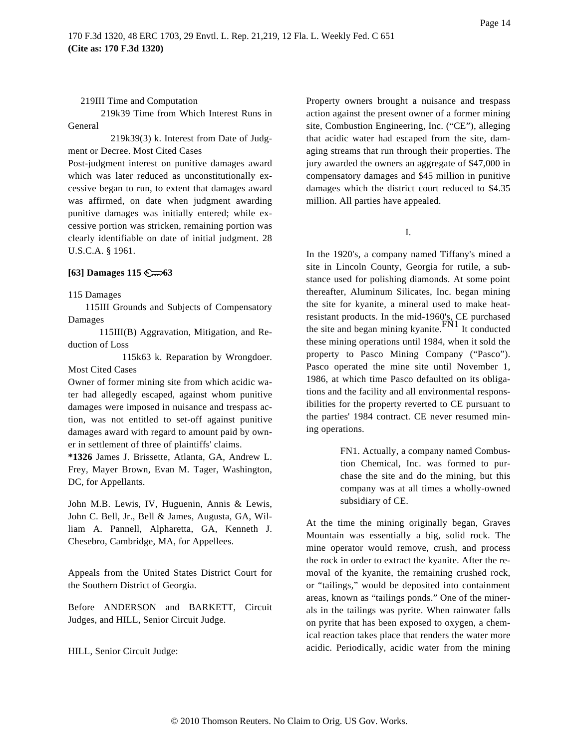219III Time and Computation

219k39 Time from Which Interest Runs in General

219k39(3) k. Interest from Date of Judgment or Decree. Most Cited Cases

Post-judgment interest on punitive damages award which was later reduced as unconstitutionally excessive began to run, to extent that damages award was affirmed, on date when judgment awarding punitive damages was initially entered; while excessive portion was stricken, remaining portion was clearly identifiable on date of initial judgment. 28 U.S.C.A. § 1961.

**[63] Damages 115 63**

115 Damages

115III Grounds and Subjects of Compensatory Damages

115III(B) Aggravation, Mitigation, and Reduction of Loss

115k63 k. Reparation by Wrongdoer. Most Cited Cases

Owner of former mining site from which acidic water had allegedly escaped, against whom punitive damages were imposed in nuisance and trespass action, was not entitled to set-off against punitive damages award with regard to amount paid by owner in settlement of three of plaintiffs' claims.

**\*1326** James J. Brissette, Atlanta, GA, Andrew L. Frey, Mayer Brown, Evan M. Tager, Washington, DC, for Appellants.

John M.B. Lewis, IV, Huguenin, Annis & Lewis, John C. Bell, Jr., Bell & James, Augusta, GA, William A. Pannell, Alpharetta, GA, Kenneth J. Chesebro, Cambridge, MA, for Appellees.

Appeals from the United States District Court for the Southern District of Georgia.

Before ANDERSON and BARKETT, Circuit Judges, and HILL, Senior Circuit Judge.

HILL, Senior Circuit Judge:

Property owners brought a nuisance and trespass action against the present owner of a former mining site, Combustion Engineering, Inc. ("CE"), alleging that acidic water had escaped from the site, damaging streams that run through their properties. The jury awarded the owners an aggregate of $47,000 in compensatory damages and $45 million in punitive damages which the district court reduced to $4.35 million. All parties have appealed.

I.

In the 1920's, a company named Tiffany's mined a site in Lincoln County, Georgia for rutile, a substance used for polishing diamonds. At some point thereafter, Aluminum Silicates, Inc. began mining the site for kyanite, a mineral used to make heat-resistant products. In the mid-1960's, CE purchased the site and began mining kyanite.[FN1] It conducted these mining operations until 1984, when it sold the property to Pasco Mining Company ("Pasco"). Pasco operated the mine site until November 1, 1986, at which time Pasco defaulted on its obligations and the facility and all environmental responsibilities for the property reverted to CE pursuant to the parties' 1984 contract. CE never resumed mining operations.

> FN1. Actually, a company named Combustion Chemical, Inc. was formed to purchase the site and do the mining, but this company was at all times a wholly-owned subsidiary of CE.

At the time the mining originally began, Graves Mountain was essentially a big, solid rock. The mine operator would remove, crush, and process the rock in order to extract the kyanite. After the removal of the kyanite, the remaining crushed rock, or "tailings," would be deposited into containment areas, known as "tailings ponds." One of the minerals in the tailings was pyrite. When rainwater falls on pyrite that has been exposed to oxygen, a chemical reaction takes place that renders the water more acidic. Periodically, acidic water from the mining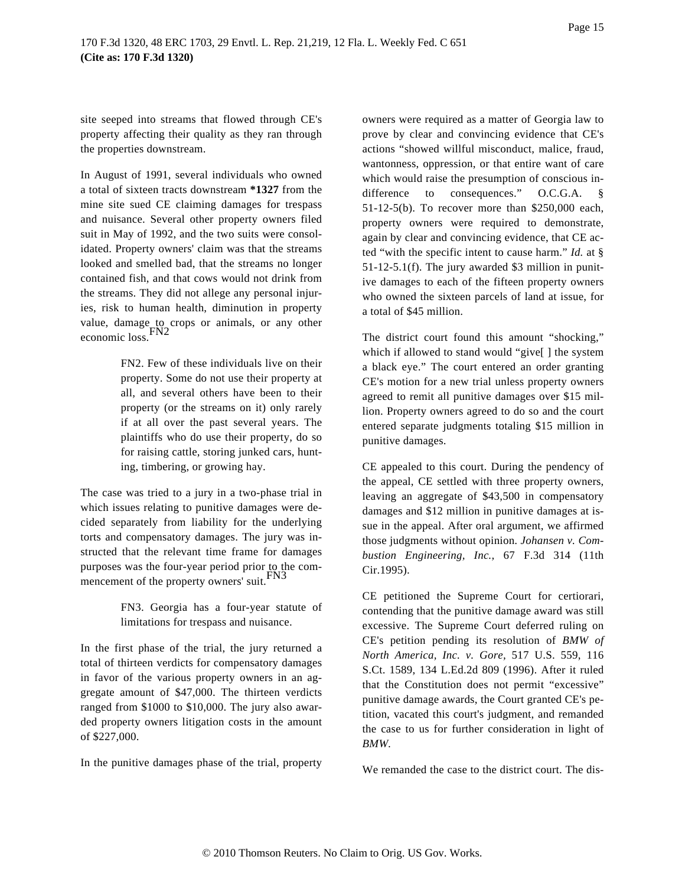site seeped into streams that flowed through CE's property affecting their quality as they ran through the properties downstream.

In August of 1991, several individuals who owned a total of sixteen tracts downstream **\*1327** from the mine site sued CE claiming damages for trespass and nuisance. Several other property owners filed suit in May of 1992, and the two suits were consolidated. Property owners' claim was that the streams looked and smelled bad, that the streams no longer contained fish, and that cows would not drink from the streams. They did not allege any personal injuries, risk to human health, diminution in property value, damage to crops or animals, or any other economic loss.[FN2]

> FN2. Few of these individuals live on their property. Some do not use their property at all, and several others have been to their property (or the streams on it) only rarely if at all over the past several years. The plaintiffs who do use their property, do so for raising cattle, storing junked cars, hunting, timbering, or growing hay.

The case was tried to a jury in a two-phase trial in which issues relating to punitive damages were decided separately from liability for the underlying torts and compensatory damages. The jury was instructed that the relevant time frame for damages purposes was the four-year period prior to the commencement of the property owners' suit.[FN3]

> FN3. Georgia has a four-year statute of limitations for trespass and nuisance.

In the first phase of the trial, the jury returned a total of thirteen verdicts for compensatory damages in favor of the various property owners in an aggregate amount of $47,000. The thirteen verdicts ranged from $1000 to $10,000. The jury also awarded property owners litigation costs in the amount of $227,000.

In the punitive damages phase of the trial, property owners were required as a matter of Georgia law to prove by clear and convincing evidence that CE's actions "showed willful misconduct, malice, fraud, wantonness, oppression, or that entire want of care which would raise the presumption of conscious indifference to consequences." O.C.G.A. § 51-12-5(b). To recover more than $250,000 each, property owners were required to demonstrate, again by clear and convincing evidence, that CE acted "with the specific intent to cause harm." *Id.* at § 51-12-5.1(f). The jury awarded $3 million in punitive damages to each of the fifteen property owners who owned the sixteen parcels of land at issue, for a total of $45 million.

The district court found this amount "shocking," which if allowed to stand would "give[ ] the system a black eye." The court entered an order granting CE's motion for a new trial unless property owners agreed to remit all punitive damages over $15 million. Property owners agreed to do so and the court entered separate judgments totaling $15 million in punitive damages.

CE appealed to this court. During the pendency of the appeal, CE settled with three property owners, leaving an aggregate of $43,500 in compensatory damages and $12 million in punitive damages at issue in the appeal. After oral argument, we affirmed those judgments without opinion. *Johansen v. Combustion Engineering, Inc.,* 67 F.3d 314 (11th Cir.1995).

CE petitioned the Supreme Court for certiorari, contending that the punitive damage award was still excessive. The Supreme Court deferred ruling on CE's petition pending its resolution of *BMW of North America, Inc. v. Gore*, 517 U.S. 559, 116 S.Ct. 1589, 134 L.Ed.2d 809 (1996). After it ruled that the Constitution does not permit "excessive" punitive damage awards, the Court granted CE's petition, vacated this court's judgment, and remanded the case to us for further consideration in light of *BMW*.

We remanded the case to the district court. The dis-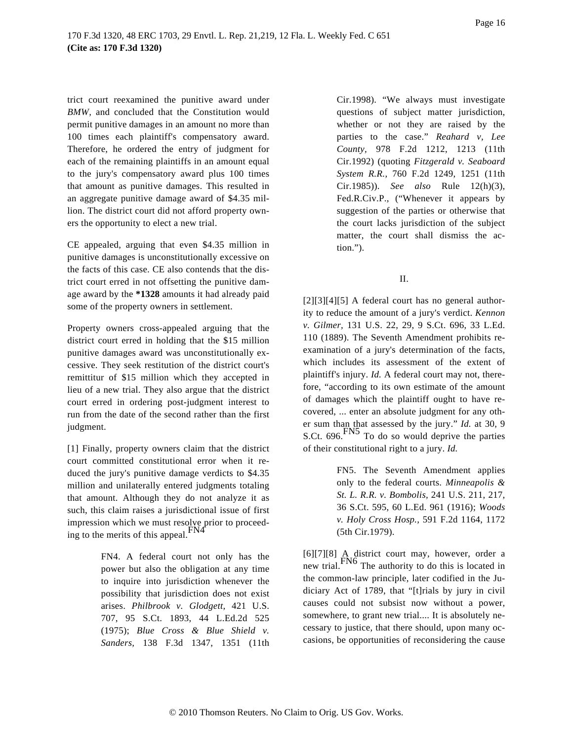trict court reexamined the punitive award under *BMW,* and concluded that the Constitution would permit punitive damages in an amount no more than 100 times each plaintiff's compensatory award. Therefore, he ordered the entry of judgment for each of the remaining plaintiffs in an amount equal to the jury's compensatory award plus 100 times that amount as punitive damages. This resulted in an aggregate punitive damage award of $4.35 million. The district court did not afford property owners the opportunity to elect a new trial.

CE appealed, arguing that even $4.35 million in punitive damages is unconstitutionally excessive on the facts of this case. CE also contends that the district court erred in not offsetting the punitive damage award by the **\*1328** amounts it had already paid some of the property owners in settlement.

Property owners cross-appealed arguing that the district court erred in holding that the $15 million punitive damages award was unconstitutionally excessive. They seek restitution of the district court's remittitur of $15 million which they accepted in lieu of a new trial. They also argue that the district court erred in ordering post-judgment interest to run from the date of the second rather than the first judgment.

[1] Finally, property owners claim that the district court committed constitutional error when it reduced the jury's punitive damage verdicts to $4.35 million and unilaterally entered judgments totaling that amount. Although they do not analyze it as such, this claim raises a jurisdictional issue of first impression which we must resolve prior to proceeding to the merits of this appeal.[FN4]

> FN4. A federal court not only has the power but also the obligation at any time to inquire into jurisdiction whenever the possibility that jurisdiction does not exist arises. *Philbrook v. Glodgett,* 421 U.S. 707, 95 S.Ct. 1893, 44 L.Ed.2d 525 (1975); *Blue Cross & Blue Shield v. Sanders,* 138 F.3d 1347, 1351 (11th Cir.1998). "We always must investigate questions of subject matter jurisdiction, whether or not they are raised by the parties to the case." *Reahard v. Lee County,* 978 F.2d 1212, 1213 (11th Cir.1992) (quoting *Fitzgerald v. Seaboard System R.R.,* 760 F.2d 1249, 1251 (11th Cir.1985)). *See also* Rule 12(h)(3), Fed.R.Civ.P., ("Whenever it appears by suggestion of the parties or otherwise that the court lacks jurisdiction of the subject matter, the court shall dismiss the action.").

II.

[2][3][4][5] A federal court has no general authority to reduce the amount of a jury's verdict. *Kennon v. Gilmer,* 131 U.S. 22, 29, 9 S.Ct. 696, 33 L.Ed. 110 (1889). The Seventh Amendment prohibits re-examination of a jury's determination of the facts, which includes its assessment of the extent of plaintiff's injury. *Id.* A federal court may not, therefore, "according to its own estimate of the amount of damages which the plaintiff ought to have recovered, ... enter an absolute judgment for any other sum than that assessed by the jury." *Id.* at 30, 9 S.Ct. 696.[FN5] To do so would deprive the parties of their constitutional right to a jury. *Id.*

> FN5. The Seventh Amendment applies only to the federal courts. *Minneapolis & St. L. R.R. v. Bombolis,* 241 U.S. 211, 217, 36 S.Ct. 595, 60 L.Ed. 961 (1916); *Woods v. Holy Cross Hosp.,* 591 F.2d 1164, 1172 (5th Cir.1979).

[6][7][8] A district court may, however, order a new trial.[FN6] The authority to do this is located in the common-law principle, later codified in the Judiciary Act of 1789, that "[t]rials by jury in civil causes could not subsist now without a power, somewhere, to grant new trial.... It is absolutely necessary to justice, that there should, upon many occasions, be opportunities of reconsidering the cause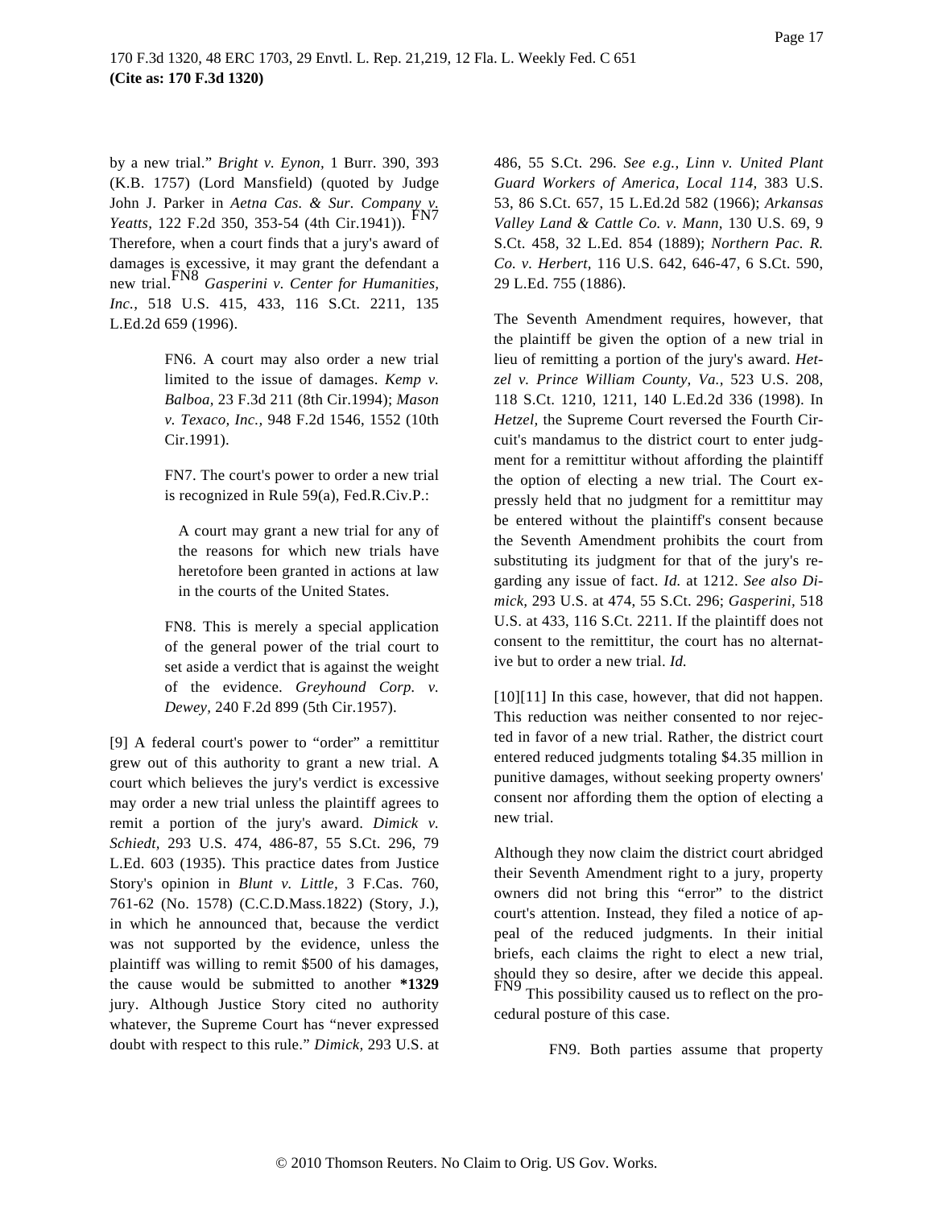by a new trial." *Bright v. Eynon,* 1 Burr. 390, 393 (K.B. 1757) (Lord Mansfield) (quoted by Judge John J. Parker in *Aetna Cas. & Sur. Company v. Yeatts,* 122 F.2d 350, 353-54 (4th Cir.1941)).[FN7] Therefore, when a court finds that a jury's award of damages is excessive, it may grant the defendant a new trial.[FN8] *Gasperini v. Center for Humanities, Inc.,* 518 U.S. 415, 433, 116 S.Ct. 2211, 135 L.Ed.2d 659 (1996).

> FN6. A court may also order a new trial limited to the issue of damages. *Kemp v. Balboa,* 23 F.3d 211 (8th Cir.1994); *Mason v. Texaco, Inc.,* 948 F.2d 1546, 1552 (10th Cir.1991).
>
> FN7. The court's power to order a new trial is recognized in Rule 59(a), Fed.R.Civ.P.:
>
> > A court may grant a new trial for any of the reasons for which new trials have heretofore been granted in actions at law in the courts of the United States.
>
> FN8. This is merely a special application of the general power of the trial court to set aside a verdict that is against the weight of the evidence. *Greyhound Corp. v. Dewey,* 240 F.2d 899 (5th Cir.1957).

[9] A federal court's power to "order" a remittitur grew out of this authority to grant a new trial. A court which believes the jury's verdict is excessive may order a new trial unless the plaintiff agrees to remit a portion of the jury's award. *Dimick v. Schiedt,* 293 U.S. 474, 486-87, 55 S.Ct. 296, 79 L.Ed. 603 (1935). This practice dates from Justice Story's opinion in *Blunt v. Little,* 3 F.Cas. 760, 761-62 (No. 1578) (C.C.D.Mass.1822) (Story, J.), in which he announced that, because the verdict was not supported by the evidence, unless the plaintiff was willing to remit $500 of his damages, the cause would be submitted to another **\*1329** jury. Although Justice Story cited no authority whatever, the Supreme Court has "never expressed doubt with respect to this rule." *Dimick,* 293 U.S. at 486, 55 S.Ct. 296. *See e.g., Linn v. United Plant Guard Workers of America, Local 114,* 383 U.S. 53, 86 S.Ct. 657, 15 L.Ed.2d 582 (1966); *Arkansas Valley Land & Cattle Co. v. Mann,* 130 U.S. 69, 9 S.Ct. 458, 32 L.Ed. 854 (1889); *Northern Pac. R. Co. v. Herbert,* 116 U.S. 642, 646-47, 6 S.Ct. 590, 29 L.Ed. 755 (1886).

The Seventh Amendment requires, however, that the plaintiff be given the option of a new trial in lieu of remitting a portion of the jury's award. *Hetzel v. Prince William County, Va.,* 523 U.S. 208, 118 S.Ct. 1210, 1211, 140 L.Ed.2d 336 (1998). In *Hetzel,* the Supreme Court reversed the Fourth Circuit's mandamus to the district court to enter judgment for a remittitur without affording the plaintiff the option of electing a new trial. The Court expressly held that no judgment for a remittitur may be entered without the plaintiff's consent because the Seventh Amendment prohibits the court from substituting its judgment for that of the jury's regarding any issue of fact. *Id.* at 1212. *See also Dimick,* 293 U.S. at 474, 55 S.Ct. 296; *Gasperini*, 518 U.S. at 433, 116 S.Ct. 2211. If the plaintiff does not consent to the remittitur, the court has no alternative but to order a new trial. *Id.*

[10][11] In this case, however, that did not happen. This reduction was neither consented to nor rejected in favor of a new trial. Rather, the district court entered reduced judgments totaling $4.35 million in punitive damages, without seeking property owners' consent nor affording them the option of electing a new trial.

Although they now claim the district court abridged their Seventh Amendment right to a jury, property owners did not bring this "error" to the district court's attention. Instead, they filed a notice of appeal of the reduced judgments. In their initial briefs, each claims the right to elect a new trial, should they so desire, after we decide this appeal.[FN9] This possibility caused us to reflect on the procedural posture of this case.

> FN9. Both parties assume that property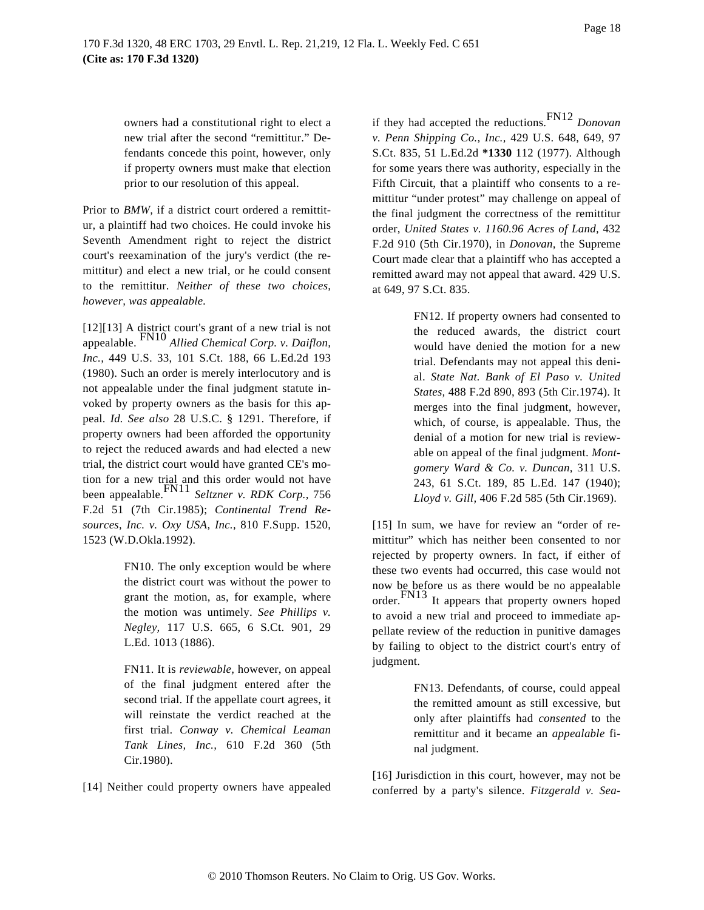owners had a constitutional right to elect a new trial after the second "remittitur." Defendants concede this point, however, only if property owners must make that election prior to our resolution of this appeal.

Prior to *BMW*, if a district court ordered a remittitur, a plaintiff had two choices. He could invoke his Seventh Amendment right to reject the district court's reexamination of the jury's verdict (the remittitur) and elect a new trial, or he could consent to the remittitur. *Neither of these two choices, however, was appealable.*

[12][13] A district court's grant of a new trial is not appealable.[FN10] *Allied Chemical Corp. v. Daiflon, Inc.,* 449 U.S. 33, 101 S.Ct. 188, 66 L.Ed.2d 193 (1980). Such an order is merely interlocutory and is not appealable under the final judgment statute invoked by property owners as the basis for this appeal. *Id. See also* 28 U.S.C. § 1291. Therefore, if property owners had been afforded the opportunity to reject the reduced awards and had elected a new trial, the district court would have granted CE's motion for a new trial and this order would not have been appealable.[FN11] *Seltzner v. RDK Corp.,* 756 F.2d 51 (7th Cir.1985); *Continental Trend Resources, Inc. v. Oxy USA, Inc.,* 810 F.Supp. 1520, 1523 (W.D.Okla.1992).

> FN10. The only exception would be where the district court was without the power to grant the motion, as, for example, where the motion was untimely. *See Phillips v. Negley,* 117 U.S. 665, 6 S.Ct. 901, 29 L.Ed. 1013 (1886).

> FN11. It is *reviewable,* however, on appeal of the final judgment entered after the second trial. If the appellate court agrees, it will reinstate the verdict reached at the first trial. *Conway v. Chemical Leaman Tank Lines, Inc.,* 610 F.2d 360 (5th Cir.1980).

[14] Neither could property owners have appealed if they had accepted the reductions.[FN12] *Donovan v. Penn Shipping Co., Inc.,* 429 U.S. 648, 649, 97 S.Ct. 835, 51 L.Ed.2d **\*1330** 112 (1977). Although for some years there was authority, especially in the Fifth Circuit, that a plaintiff who consents to a remittitur "under protest" may challenge on appeal of the final judgment the correctness of the remittitur order, *United States v. 1160.96 Acres of Land,* 432 F.2d 910 (5th Cir.1970), in *Donovan,* the Supreme Court made clear that a plaintiff who has accepted a remitted award may not appeal that award. 429 U.S. at 649, 97 S.Ct. 835.

> FN12. If property owners had consented to the reduced awards, the district court would have denied the motion for a new trial. Defendants may not appeal this denial. *State Nat. Bank of El Paso v. United States,* 488 F.2d 890, 893 (5th Cir.1974). It merges into the final judgment, however, which, of course, is appealable. Thus, the denial of a motion for new trial is reviewable on appeal of the final judgment. *Montgomery Ward & Co. v. Duncan,* 311 U.S. 243, 61 S.Ct. 189, 85 L.Ed. 147 (1940); *Lloyd v. Gill,* 406 F.2d 585 (5th Cir.1969).

[15] In sum, we have for review an "order of remittitur" which has neither been consented to nor rejected by property owners. In fact, if either of these two events had occurred, this case would not now be before us as there would be no appealable order.[FN13] It appears that property owners hoped to avoid a new trial and proceed to immediate appellate review of the reduction in punitive damages by failing to object to the district court's entry of judgment.

> FN13. Defendants, of course, could appeal the remitted amount as still excessive, but only after plaintiffs had *consented* to the remittitur and it became an *appealable* final judgment.

[16] Jurisdiction in this court, however, may not be conferred by a party's silence. *Fitzgerald v. Sea-*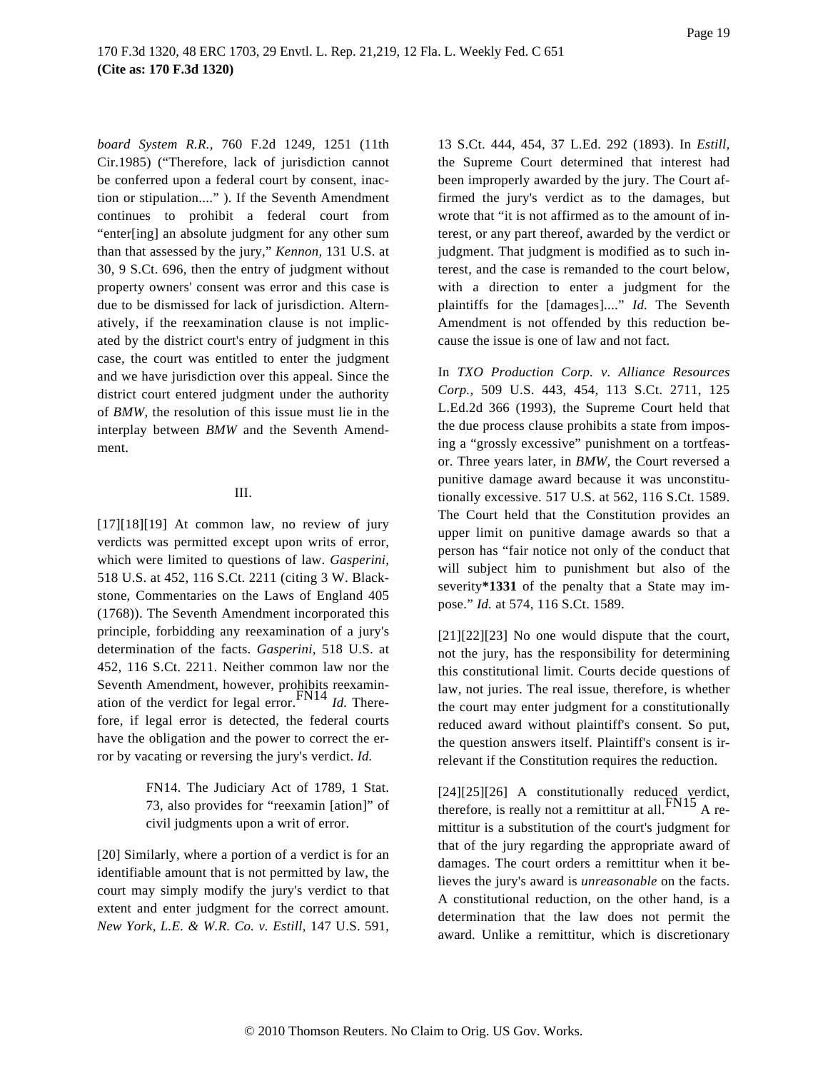*board System R.R.,* 760 F.2d 1249, 1251 (11th Cir.1985) ("Therefore, lack of jurisdiction cannot be conferred upon a federal court by consent, inaction or stipulation...." ). If the Seventh Amendment continues to prohibit a federal court from "enter[ing] an absolute judgment for any other sum than that assessed by the jury," *Kennon,* 131 U.S. at 30, 9 S.Ct. 696, then the entry of judgment without property owners' consent was error and this case is due to be dismissed for lack of jurisdiction. Alternatively, if the reexamination clause is not implicated by the district court's entry of judgment in this case, the court was entitled to enter the judgment and we have jurisdiction over this appeal. Since the district court entered judgment under the authority of *BMW,* the resolution of this issue must lie in the interplay between *BMW* and the Seventh Amendment.

## III.

[17][18][19] At common law, no review of jury verdicts was permitted except upon writs of error, which were limited to questions of law. *Gasperini,* 518 U.S. at 452, 116 S.Ct. 2211 (citing 3 W. Blackstone, Commentaries on the Laws of England 405 (1768)). The Seventh Amendment incorporated this principle, forbidding any reexamination of a jury's determination of the facts. *Gasperini,* 518 U.S. at 452, 116 S.Ct. 2211. Neither common law nor the Seventh Amendment, however, prohibits reexamination of the verdict for legal error.[FN14] *Id.* Therefore, if legal error is detected, the federal courts have the obligation and the power to correct the error by vacating or reversing the jury's verdict. *Id.*

> FN14. The Judiciary Act of 1789, 1 Stat. 73, also provides for "reexamin [ation]" of civil judgments upon a writ of error.

[20] Similarly, where a portion of a verdict is for an identifiable amount that is not permitted by law, the court may simply modify the jury's verdict to that extent and enter judgment for the correct amount. *New York, L.E. & W.R. Co. v. Estill,* 147 U.S. 591, 13 S.Ct. 444, 454, 37 L.Ed. 292 (1893). In *Estill,* the Supreme Court determined that interest had been improperly awarded by the jury. The Court affirmed the jury's verdict as to the damages, but wrote that "it is not affirmed as to the amount of interest, or any part thereof, awarded by the verdict or judgment. That judgment is modified as to such interest, and the case is remanded to the court below, with a direction to enter a judgment for the plaintiffs for the [damages]...." *Id.* The Seventh Amendment is not offended by this reduction because the issue is one of law and not fact.

In *TXO Production Corp. v. Alliance Resources Corp.,* 509 U.S. 443, 454, 113 S.Ct. 2711, 125 L.Ed.2d 366 (1993), the Supreme Court held that the due process clause prohibits a state from imposing a "grossly excessive" punishment on a tortfeasor. Three years later, in *BMW,* the Court reversed a punitive damage award because it was unconstitutionally excessive. 517 U.S. at 562, 116 S.Ct. 1589. The Court held that the Constitution provides an upper limit on punitive damage awards so that a person has "fair notice not only of the conduct that will subject him to punishment but also of the severity**\*1331** of the penalty that a State may impose." *Id.* at 574, 116 S.Ct. 1589.

[21][22][23] No one would dispute that the court, not the jury, has the responsibility for determining this constitutional limit. Courts decide questions of law, not juries. The real issue, therefore, is whether the court may enter judgment for a constitutionally reduced award without plaintiff's consent. So put, the question answers itself. Plaintiff's consent is irrelevant if the Constitution requires the reduction.

[24][25][26] A constitutionally reduced verdict, therefore, is really not a remittitur at all.[FN15] A remittitur is a substitution of the court's judgment for that of the jury regarding the appropriate award of damages. The court orders a remittitur when it believes the jury's award is *unreasonable* on the facts. A constitutional reduction, on the other hand, is a determination that the law does not permit the award. Unlike a remittitur, which is discretionary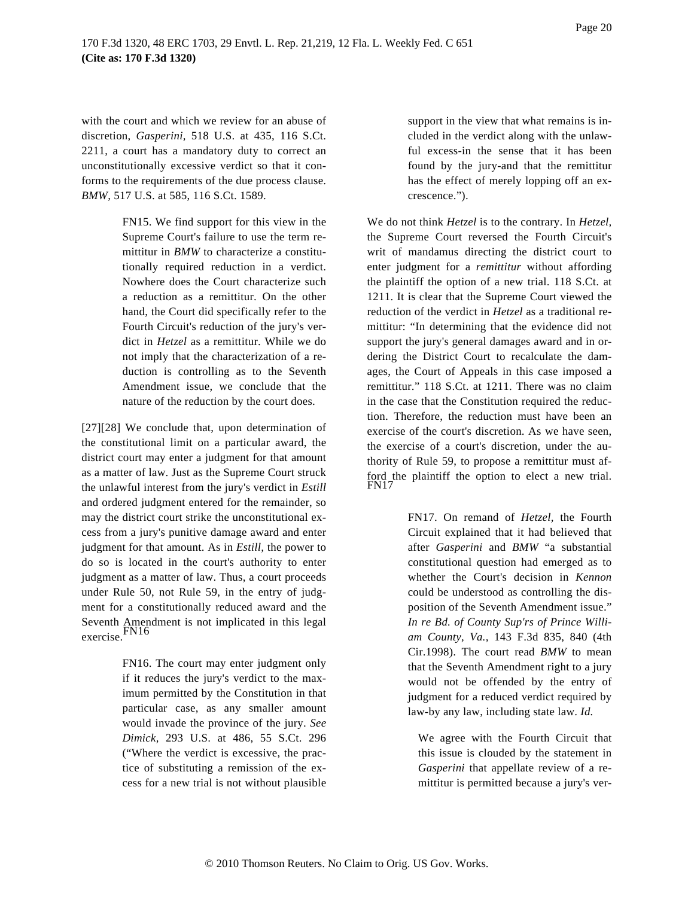with the court and which we review for an abuse of discretion, *Gasperini,* 518 U.S. at 435, 116 S.Ct. 2211, a court has a mandatory duty to correct an unconstitutionally excessive verdict so that it conforms to the requirements of the due process clause. *BMW,* 517 U.S. at 585, 116 S.Ct. 1589.

> FN15. We find support for this view in the Supreme Court's failure to use the term remittitur in *BMW* to characterize a constitutionally required reduction in a verdict. Nowhere does the Court characterize such a reduction as a remittitur. On the other hand, the Court did specifically refer to the Fourth Circuit's reduction of the jury's verdict in *Hetzel* as a remittitur. While we do not imply that the characterization of a reduction is controlling as to the Seventh Amendment issue, we conclude that the nature of the reduction by the court does.

[27][28] We conclude that, upon determination of the constitutional limit on a particular award, the district court may enter a judgment for that amount as a matter of law. Just as the Supreme Court struck the unlawful interest from the jury's verdict in *Estill* and ordered judgment entered for the remainder, so may the district court strike the unconstitutional excess from a jury's punitive damage award and enter judgment for that amount. As in *Estill,* the power to do so is located in the court's authority to enter judgment as a matter of law. Thus, a court proceeds under Rule 50, not Rule 59, in the entry of judgment for a constitutionally reduced award and the Seventh Amendment is not implicated in this legal exercise.[FN16]

> FN16. The court may enter judgment only if it reduces the jury's verdict to the maximum permitted by the Constitution in that particular case, as any smaller amount would invade the province of the jury. *See Dimick,* 293 U.S. at 486, 55 S.Ct. 296 ("Where the verdict is excessive, the practice of substituting a remission of the excess for a new trial is not without plausible support in the view that what remains is included in the verdict along with the unlawful excess-in the sense that it has been found by the jury-and that the remittitur has the effect of merely lopping off an excrescence.").

We do not think *Hetzel* is to the contrary. In *Hetzel,* the Supreme Court reversed the Fourth Circuit's writ of mandamus directing the district court to enter judgment for a *remittitur* without affording the plaintiff the option of a new trial. 118 S.Ct. at 1211. It is clear that the Supreme Court viewed the reduction of the verdict in *Hetzel* as a traditional remittitur: "In determining that the evidence did not support the jury's general damages award and in ordering the District Court to recalculate the damages, the Court of Appeals in this case imposed a remittitur." 118 S.Ct. at 1211. There was no claim in the case that the Constitution required the reduction. Therefore, the reduction must have been an exercise of the court's discretion. As we have seen, the exercise of a court's discretion, under the authority of Rule 59, to propose a remittitur must afford the plaintiff the option to elect a new trial.[FN17]

> FN17. On remand of *Hetzel,* the Fourth Circuit explained that it had believed that after *Gasperini* and *BMW* "a substantial constitutional question had emerged as to whether the Court's decision in *Kennon* could be understood as controlling the disposition of the Seventh Amendment issue." *In re Bd. of County Sup'rs of Prince William County, Va.,* 143 F.3d 835, 840 (4th Cir.1998). The court read *BMW* to mean that the Seventh Amendment right to a jury would not be offended by the entry of judgment for a reduced verdict required by law-by any law, including state law. *Id.*
>
> We agree with the Fourth Circuit that this issue is clouded by the statement in *Gasperini* that appellate review of a remittitur is permitted because a jury's ver-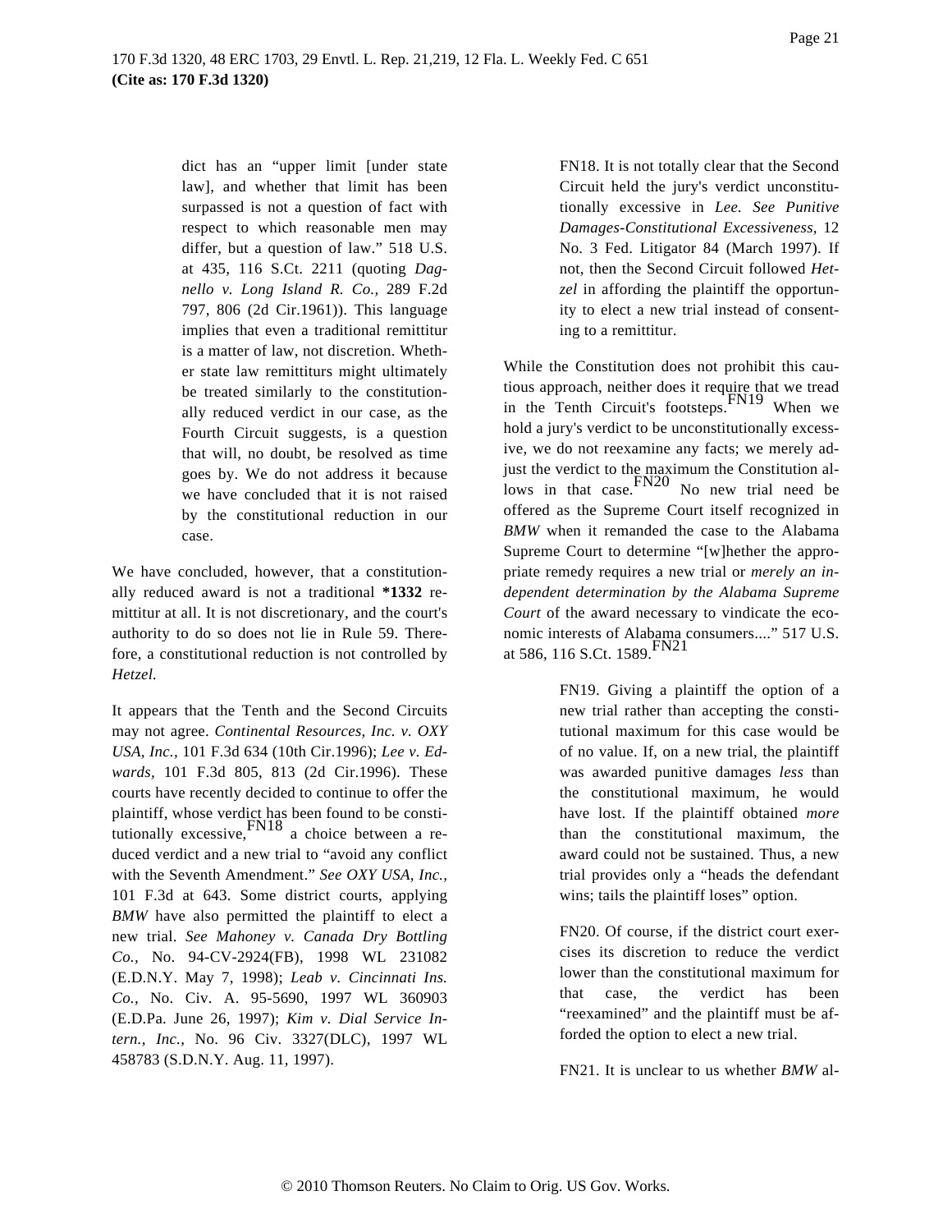dict has an "upper limit [under state law], and whether that limit has been surpassed is not a question of fact with respect to which reasonable men may differ, but a question of law." 518 U.S. at 435, 116 S.Ct. 2211 (quoting *Dagnello v. Long Island R. Co.,* 289 F.2d 797, 806 (2d Cir.1961)). This language implies that even a traditional remittitur is a matter of law, not discretion. Whether state law remittiturs might ultimately be treated similarly to the constitutionally reduced verdict in our case, as the Fourth Circuit suggests, is a question that will, no doubt, be resolved as time goes by. We do not address it because we have concluded that it is not raised by the constitutional reduction in our case.

We have concluded, however, that a constitutionally reduced award is not a traditional **\*1332** remittitur at all. It is not discretionary, and the court's authority to do so does not lie in Rule 59. Therefore, a constitutional reduction is not controlled by *Hetzel.*

It appears that the Tenth and the Second Circuits may not agree. *Continental Resources, Inc. v. OXY USA, Inc.,* 101 F.3d 634 (10th Cir.1996); *Lee v. Edwards,* 101 F.3d 805, 813 (2d Cir.1996). These courts have recently decided to continue to offer the plaintiff, whose verdict has been found to be constitutionally excessive,[FN18] a choice between a reduced verdict and a new trial to "avoid any conflict with the Seventh Amendment." *See OXY USA, Inc.,* 101 F.3d at 643. Some district courts, applying *BMW* have also permitted the plaintiff to elect a new trial. *See Mahoney v. Canada Dry Bottling Co.,* No. 94-CV-2924(FB), 1998 WL 231082 (E.D.N.Y. May 7, 1998); *Leab v. Cincinnati Ins. Co.,* No. Civ. A. 95-5690, 1997 WL 360903 (E.D.Pa. June 26, 1997); *Kim v. Dial Service Intern., Inc.,* No. 96 Civ. 3327(DLC), 1997 WL 458783 (S.D.N.Y. Aug. 11, 1997).

FN18. It is not totally clear that the Second Circuit held the jury's verdict unconstitutionally excessive in *Lee. See Punitive Damages-Constitutional Excessiveness,* 12 No. 3 Fed. Litigator 84 (March 1997). If not, then the Second Circuit followed *Hetzel* in affording the plaintiff the opportunity to elect a new trial instead of consenting to a remittitur.

While the Constitution does not prohibit this cautious approach, neither does it require that we tread in the Tenth Circuit's footsteps.[FN19] When we hold a jury's verdict to be unconstitutionally excessive, we do not reexamine any facts; we merely adjust the verdict to the maximum the Constitution allows in that case.[FN20] No new trial need be offered as the Supreme Court itself recognized in *BMW* when it remanded the case to the Alabama Supreme Court to determine "[w]hether the appropriate remedy requires a new trial or *merely an independent determination by the Alabama Supreme Court* of the award necessary to vindicate the economic interests of Alabama consumers...." 517 U.S. at 586, 116 S.Ct. 1589.[FN21]

FN19. Giving a plaintiff the option of a new trial rather than accepting the constitutional maximum for this case would be of no value. If, on a new trial, the plaintiff was awarded punitive damages *less* than the constitutional maximum, he would have lost. If the plaintiff obtained *more* than the constitutional maximum, the award could not be sustained. Thus, a new trial provides only a "heads the defendant wins; tails the plaintiff loses" option.

FN20. Of course, if the district court exercises its discretion to reduce the verdict lower than the constitutional maximum for that case, the verdict has been "reexamined" and the plaintiff must be afforded the option to elect a new trial.

FN21. It is unclear to us whether *BMW* al-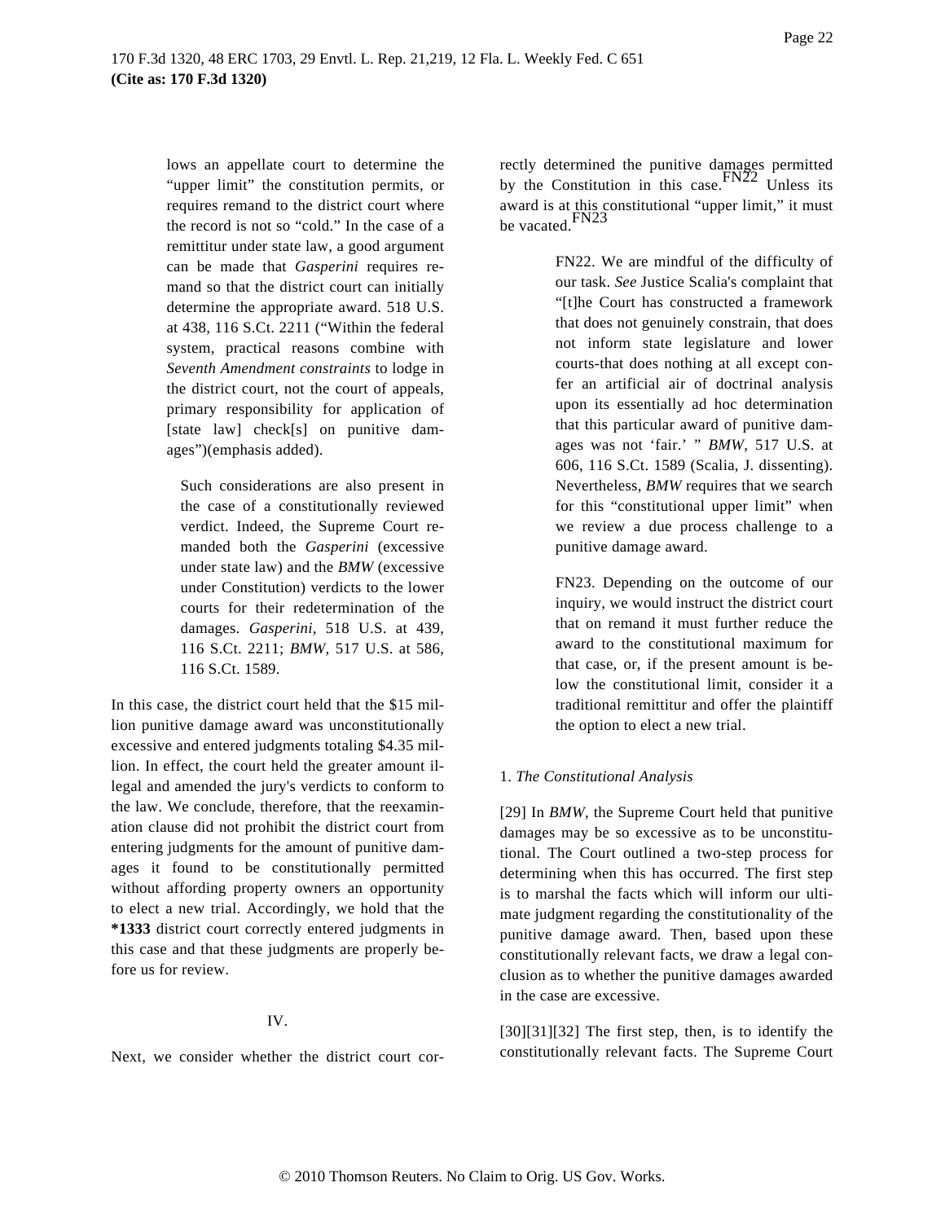lows an appellate court to determine the "upper limit" the constitution permits, or requires remand to the district court where the record is not so "cold." In the case of a remittitur under state law, a good argument can be made that *Gasperini* requires remand so that the district court can initially determine the appropriate award. 518 U.S. at 438, 116 S.Ct. 2211 ("Within the federal system, practical reasons combine with *Seventh Amendment constraints* to lodge in the district court, not the court of appeals, primary responsibility for application of [state law] check[s] on punitive damages")(emphasis added).

Such considerations are also present in the case of a constitutionally reviewed verdict. Indeed, the Supreme Court remanded both the *Gasperini* (excessive under state law) and the *BMW* (excessive under Constitution) verdicts to the lower courts for their redetermination of the damages. *Gasperini,* 518 U.S. at 439, 116 S.Ct. 2211; *BMW,* 517 U.S. at 586, 116 S.Ct. 1589.

In this case, the district court held that the $15 million punitive damage award was unconstitutionally excessive and entered judgments totaling $4.35 million. In effect, the court held the greater amount illegal and amended the jury's verdicts to conform to the law. We conclude, therefore, that the reexamination clause did not prohibit the district court from entering judgments for the amount of punitive damages it found to be constitutionally permitted without affording property owners an opportunity to elect a new trial. Accordingly, we hold that the **\*1333** district court correctly entered judgments in this case and that these judgments are properly before us for review.

IV.

Next, we consider whether the district court correctly determined the punitive damages permitted by the Constitution in this case.[FN22] Unless its award is at this constitutional "upper limit," it must be vacated.[FN23]

FN22. We are mindful of the difficulty of our task. *See* Justice Scalia's complaint that "[t]he Court has constructed a framework that does not genuinely constrain, that does not inform state legislature and lower courts-that does nothing at all except confer an artificial air of doctrinal analysis upon its essentially ad hoc determination that this particular award of punitive damages was not 'fair.' " *BMW,* 517 U.S. at 606, 116 S.Ct. 1589 (Scalia, J. dissenting). Nevertheless, *BMW* requires that we search for this "constitutional upper limit" when we review a due process challenge to a punitive damage award.

FN23. Depending on the outcome of our inquiry, we would instruct the district court that on remand it must further reduce the award to the constitutional maximum for that case, or, if the present amount is below the constitutional limit, consider it a traditional remittitur and offer the plaintiff the option to elect a new trial.

1. *The Constitutional Analysis*

[29] In *BMW,* the Supreme Court held that punitive damages may be so excessive as to be unconstitutional. The Court outlined a two-step process for determining when this has occurred. The first step is to marshal the facts which will inform our ultimate judgment regarding the constitutionality of the punitive damage award. Then, based upon these constitutionally relevant facts, we draw a legal conclusion as to whether the punitive damages awarded in the case are excessive.

[30][31][32] The first step, then, is to identify the constitutionally relevant facts. The Supreme Court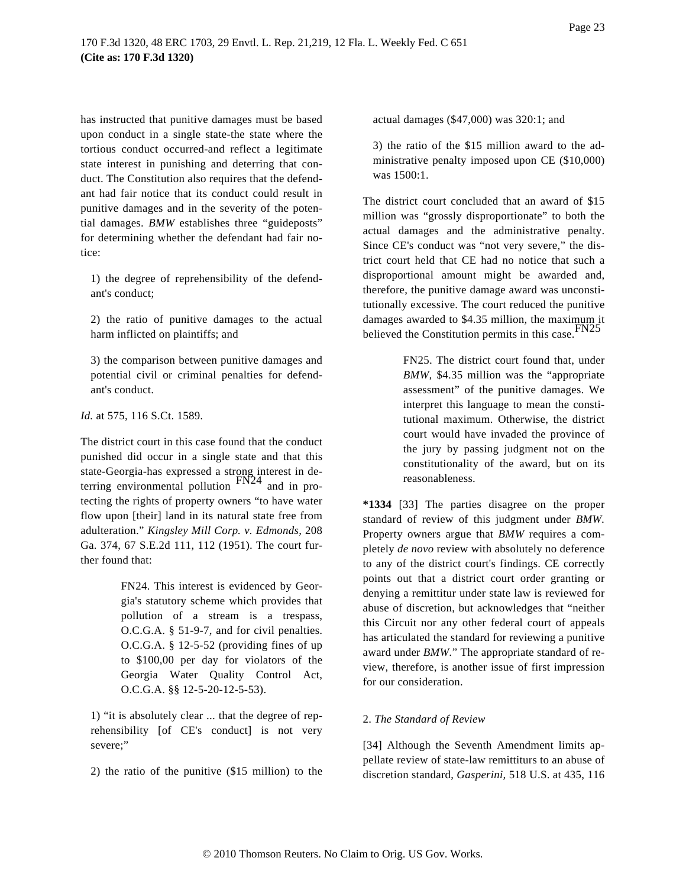has instructed that punitive damages must be based upon conduct in a single state-the state where the tortious conduct occurred-and reflect a legitimate state interest in punishing and deterring that conduct. The Constitution also requires that the defendant had fair notice that its conduct could result in punitive damages and in the severity of the potential damages. *BMW* establishes three "guideposts" for determining whether the defendant had fair notice:

1) the degree of reprehensibility of the defendant's conduct;

2) the ratio of punitive damages to the actual harm inflicted on plaintiffs; and

3) the comparison between punitive damages and potential civil or criminal penalties for defendant's conduct.

*Id.* at 575, 116 S.Ct. 1589.

The district court in this case found that the conduct punished did occur in a single state and that this state-Georgia-has expressed a strong interest in deterring environmental pollution [FN24] and in protecting the rights of property owners "to have water flow upon [their] land in its natural state free from adulteration." *Kingsley Mill Corp. v. Edmonds,* 208 Ga. 374, 67 S.E.2d 111, 112 (1951). The court further found that:

> FN24. This interest is evidenced by Georgia's statutory scheme which provides that pollution of a stream is a trespass, O.C.G.A. § 51-9-7, and for civil penalties. O.C.G.A. § 12-5-52 (providing fines of up to $100,00 per day for violators of the Georgia Water Quality Control Act, O.C.G.A. §§ 12-5-20-12-5-53).

1) "it is absolutely clear ... that the degree of reprehensibility [of CE's conduct] is not very severe;"

2) the ratio of the punitive ($15 million) to the actual damages ($47,000) was 320:1; and

3) the ratio of the $15 million award to the administrative penalty imposed upon CE ($10,000) was 1500:1.

The district court concluded that an award of $15 million was "grossly disproportionate" to both the actual damages and the administrative penalty. Since CE's conduct was "not very severe," the district court held that CE had no notice that such a disproportional amount might be awarded and, therefore, the punitive damage award was unconstitutionally excessive. The court reduced the punitive damages awarded to $4.35 million, the maximum it believed the Constitution permits in this case. [FN25]

> FN25. The district court found that, under *BMW,* $4.35 million was the "appropriate assessment" of the punitive damages. We interpret this language to mean the constitutional maximum. Otherwise, the district court would have invaded the province of the jury by passing judgment not on the constitutionality of the award, but on its reasonableness.

**\*1334** [33] The parties disagree on the proper standard of review of this judgment under *BMW.* Property owners argue that *BMW* requires a completely *de novo* review with absolutely no deference to any of the district court's findings. CE correctly points out that a district court order granting or denying a remittitur under state law is reviewed for abuse of discretion, but acknowledges that "neither this Circuit nor any other federal court of appeals has articulated the standard for reviewing a punitive award under *BMW.*" The appropriate standard of review, therefore, is another issue of first impression for our consideration.

2. *The Standard of Review*

[34] Although the Seventh Amendment limits appellate review of state-law remittiturs to an abuse of discretion standard, *Gasperini,* 518 U.S. at 435, 116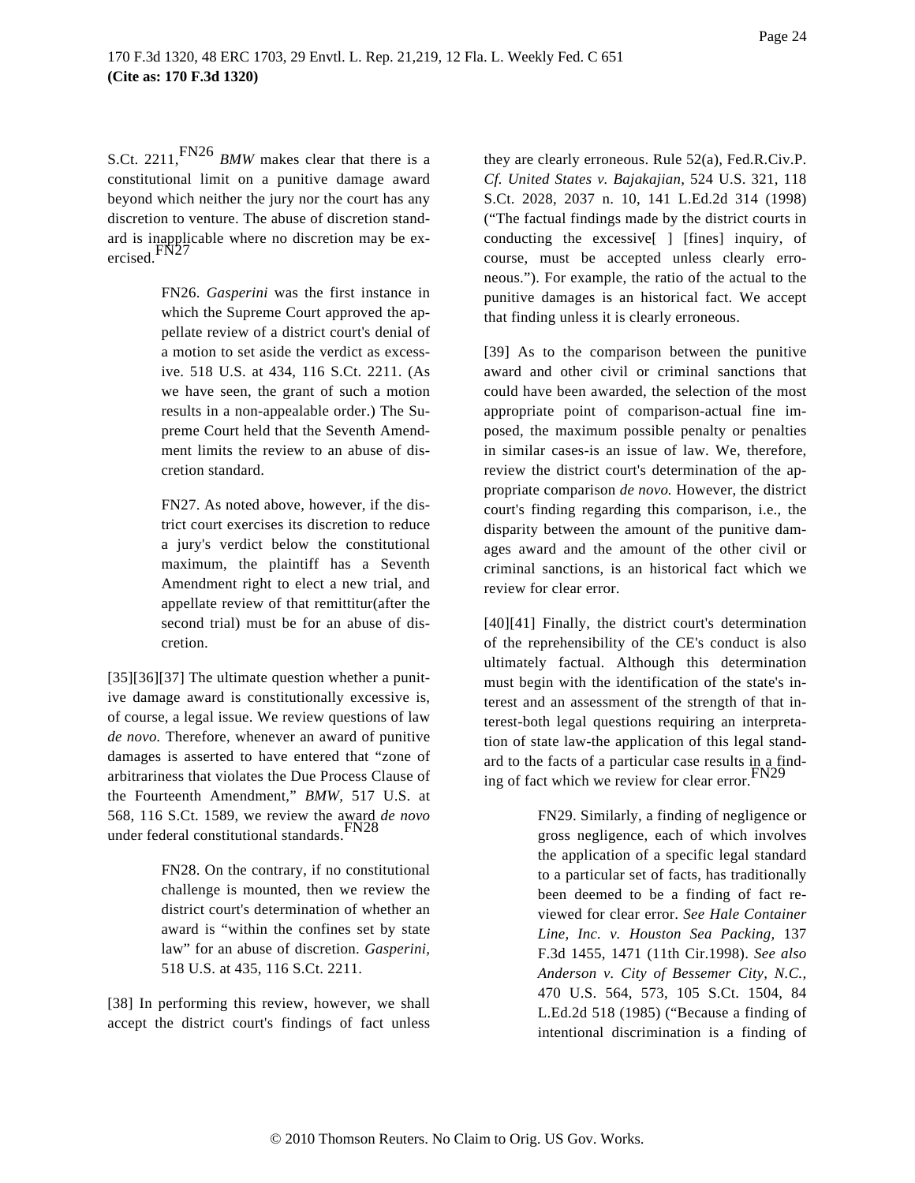S.Ct. 2211,[FN26] *BMW* makes clear that there is a constitutional limit on a punitive damage award beyond which neither the jury nor the court has any discretion to venture. The abuse of discretion standard is inapplicable where no discretion may be exercised.[FN27]

> FN26. *Gasperini* was the first instance in which the Supreme Court approved the appellate review of a district court's denial of a motion to set aside the verdict as excessive. 518 U.S. at 434, 116 S.Ct. 2211. (As we have seen, the grant of such a motion results in a non-appealable order.) The Supreme Court held that the Seventh Amendment limits the review to an abuse of discretion standard.

> FN27. As noted above, however, if the district court exercises its discretion to reduce a jury's verdict below the constitutional maximum, the plaintiff has a Seventh Amendment right to elect a new trial, and appellate review of that remittitur(after the second trial) must be for an abuse of discretion.

[35][36][37] The ultimate question whether a punitive damage award is constitutionally excessive is, of course, a legal issue. We review questions of law *de novo.* Therefore, whenever an award of punitive damages is asserted to have entered that "zone of arbitrariness that violates the Due Process Clause of the Fourteenth Amendment," *BMW,* 517 U.S. at 568, 116 S.Ct. 1589, we review the award *de novo* under federal constitutional standards.[FN28]

> FN28. On the contrary, if no constitutional challenge is mounted, then we review the district court's determination of whether an award is "within the confines set by state law" for an abuse of discretion. *Gasperini,* 518 U.S. at 435, 116 S.Ct. 2211.

[38] In performing this review, however, we shall accept the district court's findings of fact unless they are clearly erroneous. Rule 52(a), Fed.R.Civ.P. *Cf. United States v. Bajakajian,* 524 U.S. 321, 118 S.Ct. 2028, 2037 n. 10, 141 L.Ed.2d 314 (1998) ("The factual findings made by the district courts in conducting the excessive[ ] [fines] inquiry, of course, must be accepted unless clearly erroneous."). For example, the ratio of the actual to the punitive damages is an historical fact. We accept that finding unless it is clearly erroneous.

[39] As to the comparison between the punitive award and other civil or criminal sanctions that could have been awarded, the selection of the most appropriate point of comparison-actual fine imposed, the maximum possible penalty or penalties in similar cases-is an issue of law. We, therefore, review the district court's determination of the appropriate comparison *de novo.* However, the district court's finding regarding this comparison, i.e., the disparity between the amount of the punitive damages award and the amount of the other civil or criminal sanctions, is an historical fact which we review for clear error.

[40][41] Finally, the district court's determination of the reprehensibility of the CE's conduct is also ultimately factual. Although this determination must begin with the identification of the state's interest and an assessment of the strength of that interest-both legal questions requiring an interpretation of state law-the application of this legal standard to the facts of a particular case results in a finding of fact which we review for clear error.[FN29]

> FN29. Similarly, a finding of negligence or gross negligence, each of which involves the application of a specific legal standard to a particular set of facts, has traditionally been deemed to be a finding of fact reviewed for clear error. *See Hale Container Line, Inc. v. Houston Sea Packing,* 137 F.3d 1455, 1471 (11th Cir.1998). *See also Anderson v. City of Bessemer City, N.C.,* 470 U.S. 564, 573, 105 S.Ct. 1504, 84 L.Ed.2d 518 (1985) ("Because a finding of intentional discrimination is a finding of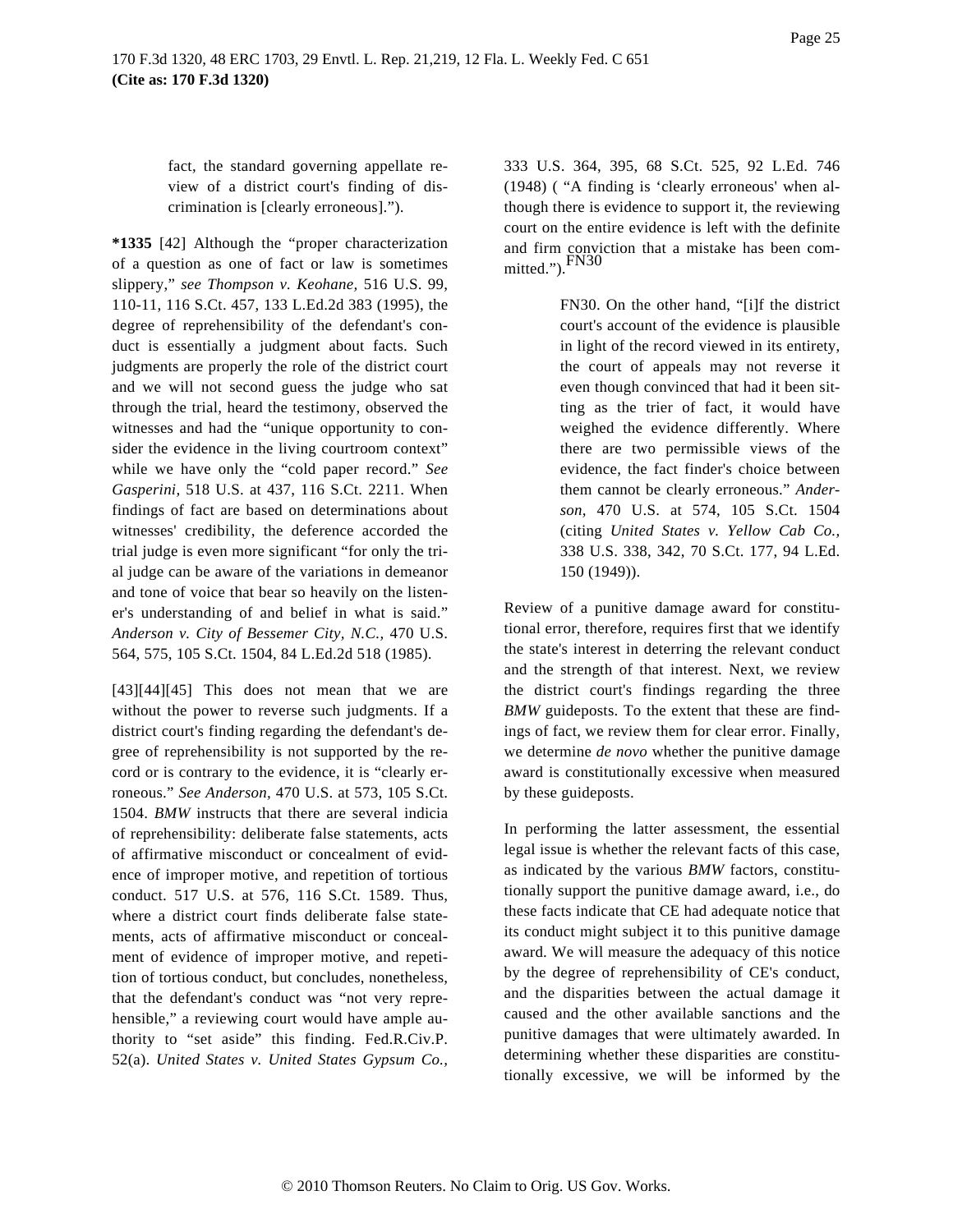fact, the standard governing appellate review of a district court's finding of discrimination is [clearly erroneous].").

**\*1335** [42] Although the "proper characterization of a question as one of fact or law is sometimes slippery," *see Thompson v. Keohane,* 516 U.S. 99, 110-11, 116 S.Ct. 457, 133 L.Ed.2d 383 (1995), the degree of reprehensibility of the defendant's conduct is essentially a judgment about facts. Such judgments are properly the role of the district court and we will not second guess the judge who sat through the trial, heard the testimony, observed the witnesses and had the "unique opportunity to consider the evidence in the living courtroom context" while we have only the "cold paper record." *See Gasperini,* 518 U.S. at 437, 116 S.Ct. 2211. When findings of fact are based on determinations about witnesses' credibility, the deference accorded the trial judge is even more significant "for only the trial judge can be aware of the variations in demeanor and tone of voice that bear so heavily on the listener's understanding of and belief in what is said." *Anderson v. City of Bessemer City, N.C.,* 470 U.S. 564, 575, 105 S.Ct. 1504, 84 L.Ed.2d 518 (1985).

[43][44][45] This does not mean that we are without the power to reverse such judgments. If a district court's finding regarding the defendant's degree of reprehensibility is not supported by the record or is contrary to the evidence, it is "clearly erroneous." *See Anderson,* 470 U.S. at 573, 105 S.Ct. 1504. *BMW* instructs that there are several indicia of reprehensibility: deliberate false statements, acts of affirmative misconduct or concealment of evidence of improper motive, and repetition of tortious conduct. 517 U.S. at 576, 116 S.Ct. 1589. Thus, where a district court finds deliberate false statements, acts of affirmative misconduct or concealment of evidence of improper motive, and repetition of tortious conduct, but concludes, nonetheless, that the defendant's conduct was "not very reprehensible," a reviewing court would have ample authority to "set aside" this finding. Fed.R.Civ.P. 52(a). *United States v. United States Gypsum Co.,* 333 U.S. 364, 395, 68 S.Ct. 525, 92 L.Ed. 746 (1948) ( "A finding is 'clearly erroneous' when although there is evidence to support it, the reviewing court on the entire evidence is left with the definite and firm conviction that a mistake has been committed.").FN30

> FN30. On the other hand, "[i]f the district court's account of the evidence is plausible in light of the record viewed in its entirety, the court of appeals may not reverse it even though convinced that had it been sitting as the trier of fact, it would have weighed the evidence differently. Where there are two permissible views of the evidence, the fact finder's choice between them cannot be clearly erroneous." *Anderson,* 470 U.S. at 574, 105 S.Ct. 1504 (citing *United States v. Yellow Cab Co.,* 338 U.S. 338, 342, 70 S.Ct. 177, 94 L.Ed. 150 (1949)).

Review of a punitive damage award for constitutional error, therefore, requires first that we identify the state's interest in deterring the relevant conduct and the strength of that interest. Next, we review the district court's findings regarding the three *BMW* guideposts. To the extent that these are findings of fact, we review them for clear error. Finally, we determine *de novo* whether the punitive damage award is constitutionally excessive when measured by these guideposts.

In performing the latter assessment, the essential legal issue is whether the relevant facts of this case, as indicated by the various *BMW* factors, constitutionally support the punitive damage award, i.e., do these facts indicate that CE had adequate notice that its conduct might subject it to this punitive damage award. We will measure the adequacy of this notice by the degree of reprehensibility of CE's conduct, and the disparities between the actual damage it caused and the other available sanctions and the punitive damages that were ultimately awarded. In determining whether these disparities are constitutionally excessive, we will be informed by the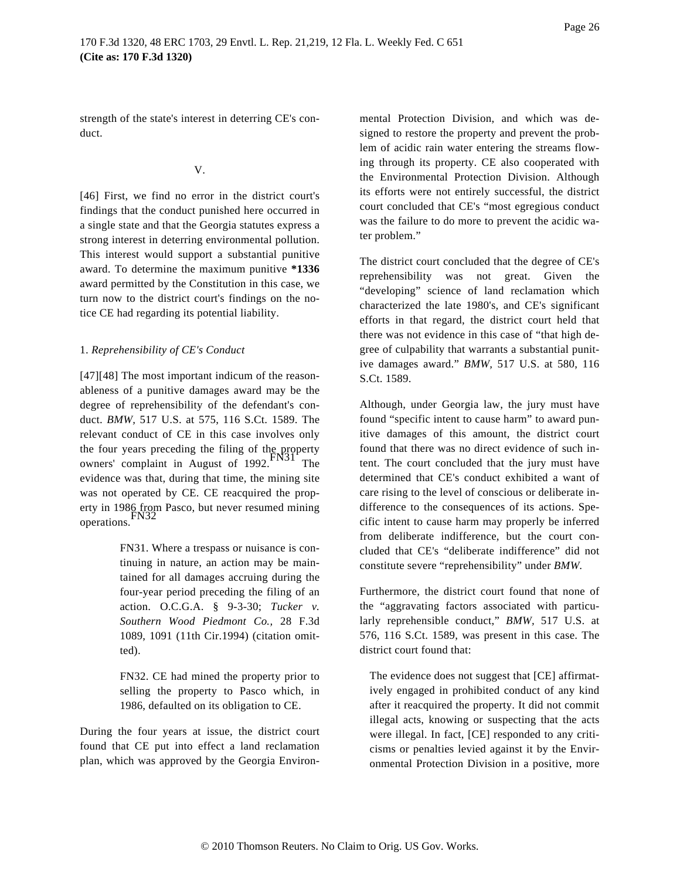strength of the state's interest in deterring CE's conduct.

V.

[46] First, we find no error in the district court's findings that the conduct punished here occurred in a single state and that the Georgia statutes express a strong interest in deterring environmental pollution. This interest would support a substantial punitive award. To determine the maximum punitive **\*1336** award permitted by the Constitution in this case, we turn now to the district court's findings on the notice CE had regarding its potential liability.

1. *Reprehensibility of CE's Conduct*

[47][48] The most important indicum of the reasonableness of a punitive damages award may be the degree of reprehensibility of the defendant's conduct. *BMW,* 517 U.S. at 575, 116 S.Ct. 1589. The relevant conduct of CE in this case involves only the four years preceding the filing of the property owners' complaint in August of 1992.[FN31] The evidence was that, during that time, the mining site was not operated by CE. CE reacquired the property in 1986 from Pasco, but never resumed mining operations.[FN32]

> FN31. Where a trespass or nuisance is continuing in nature, an action may be maintained for all damages accruing during the four-year period preceding the filing of an action. O.C.G.A. § 9-3-30; *Tucker v. Southern Wood Piedmont Co.,* 28 F.3d 1089, 1091 (11th Cir.1994) (citation omitted).

> FN32. CE had mined the property prior to selling the property to Pasco which, in 1986, defaulted on its obligation to CE.

During the four years at issue, the district court found that CE put into effect a land reclamation plan, which was approved by the Georgia Environmental Protection Division, and which was designed to restore the property and prevent the problem of acidic rain water entering the streams flowing through its property. CE also cooperated with the Environmental Protection Division. Although its efforts were not entirely successful, the district court concluded that CE's "most egregious conduct was the failure to do more to prevent the acidic water problem."

The district court concluded that the degree of CE's reprehensibility was not great. Given the "developing" science of land reclamation which characterized the late 1980's, and CE's significant efforts in that regard, the district court held that there was not evidence in this case of "that high degree of culpability that warrants a substantial punitive damages award." *BMW,* 517 U.S. at 580, 116 S.Ct. 1589.

Although, under Georgia law, the jury must have found "specific intent to cause harm" to award punitive damages of this amount, the district court found that there was no direct evidence of such intent. The court concluded that the jury must have determined that CE's conduct exhibited a want of care rising to the level of conscious or deliberate indifference to the consequences of its actions. Specific intent to cause harm may properly be inferred from deliberate indifference, but the court concluded that CE's "deliberate indifference" did not constitute severe "reprehensibility" under *BMW.*

Furthermore, the district court found that none of the "aggravating factors associated with particularly reprehensible conduct," *BMW,* 517 U.S. at 576, 116 S.Ct. 1589, was present in this case. The district court found that:

> The evidence does not suggest that [CE] affirmatively engaged in prohibited conduct of any kind after it reacquired the property. It did not commit illegal acts, knowing or suspecting that the acts were illegal. In fact, [CE] responded to any criticisms or penalties levied against it by the Environmental Protection Division in a positive, more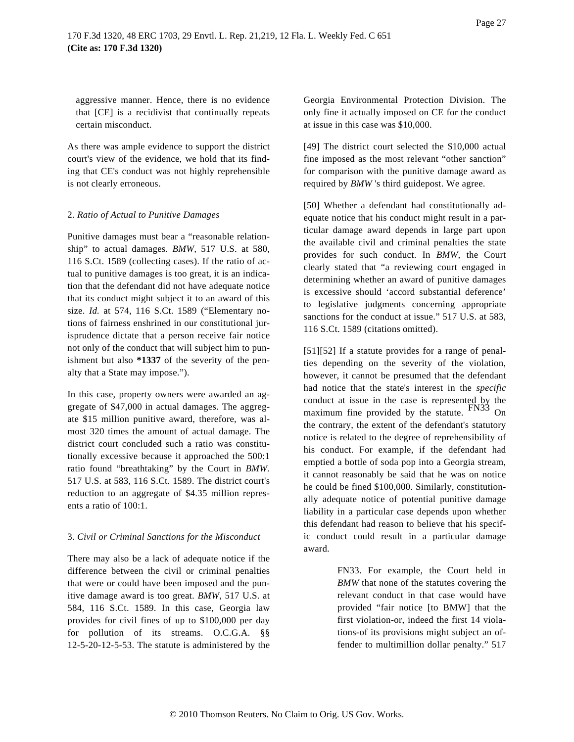aggressive manner. Hence, there is no evidence that [CE] is a recidivist that continually repeats certain misconduct.

As there was ample evidence to support the district court's view of the evidence, we hold that its finding that CE's conduct was not highly reprehensible is not clearly erroneous.

2. *Ratio of Actual to Punitive Damages*

Punitive damages must bear a "reasonable relationship" to actual damages. *BMW,* 517 U.S. at 580, 116 S.Ct. 1589 (collecting cases). If the ratio of actual to punitive damages is too great, it is an indication that the defendant did not have adequate notice that its conduct might subject it to an award of this size. *Id.* at 574, 116 S.Ct. 1589 ("Elementary notions of fairness enshrined in our constitutional jurisprudence dictate that a person receive fair notice not only of the conduct that will subject him to punishment but also **\*1337** of the severity of the penalty that a State may impose.").

In this case, property owners were awarded an aggregate of $47,000 in actual damages. The aggregate $15 million punitive award, therefore, was almost 320 times the amount of actual damage. The district court concluded such a ratio was constitutionally excessive because it approached the 500:1 ratio found "breathtaking" by the Court in *BMW.* 517 U.S. at 583, 116 S.Ct. 1589. The district court's reduction to an aggregate of $4.35 million represents a ratio of 100:1.

3. *Civil or Criminal Sanctions for the Misconduct*

There may also be a lack of adequate notice if the difference between the civil or criminal penalties that were or could have been imposed and the punitive damage award is too great. *BMW,* 517 U.S. at 584, 116 S.Ct. 1589. In this case, Georgia law provides for civil fines of up to $100,000 per day for pollution of its streams. O.C.G.A. §§ 12-5-20-12-5-53. The statute is administered by the Georgia Environmental Protection Division. The only fine it actually imposed on CE for the conduct at issue in this case was $10,000.

[49] The district court selected the $10,000 actual fine imposed as the most relevant "other sanction" for comparison with the punitive damage award as required by *BMW* 's third guidepost. We agree.

[50] Whether a defendant had constitutionally adequate notice that his conduct might result in a particular damage award depends in large part upon the available civil and criminal penalties the state provides for such conduct. In *BMW,* the Court clearly stated that "a reviewing court engaged in determining whether an award of punitive damages is excessive should 'accord substantial deference' to legislative judgments concerning appropriate sanctions for the conduct at issue." 517 U.S. at 583, 116 S.Ct. 1589 (citations omitted).

[51][52] If a statute provides for a range of penalties depending on the severity of the violation, however, it cannot be presumed that the defendant had notice that the state's interest in the *specific* conduct at issue in the case is represented by the maximum fine provided by the statute. FN33 On the contrary, the extent of the defendant's statutory notice is related to the degree of reprehensibility of his conduct. For example, if the defendant had emptied a bottle of soda pop into a Georgia stream, it cannot reasonably be said that he was on notice he could be fined $100,000. Similarly, constitutionally adequate notice of potential punitive damage liability in a particular case depends upon whether this defendant had reason to believe that his specific conduct could result in a particular damage award.

FN33. For example, the Court held in *BMW* that none of the statutes covering the relevant conduct in that case would have provided "fair notice [to BMW] that the first violation-or, indeed the first 14 violations-of its provisions might subject an offender to multimillion dollar penalty." 517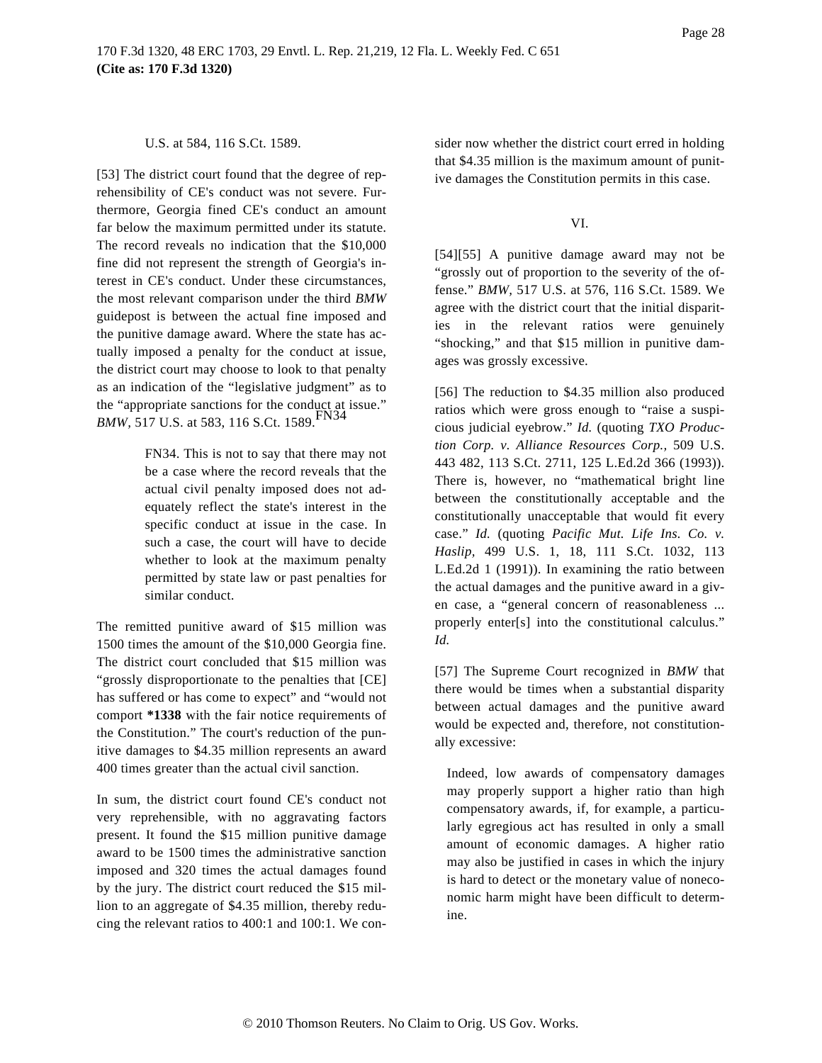U.S. at 584, 116 S.Ct. 1589.

[53] The district court found that the degree of reprehensibility of CE's conduct was not severe. Furthermore, Georgia fined CE's conduct an amount far below the maximum permitted under its statute. The record reveals no indication that the $10,000 fine did not represent the strength of Georgia's interest in CE's conduct. Under these circumstances, the most relevant comparison under the third *BMW* guidepost is between the actual fine imposed and the punitive damage award. Where the state has actually imposed a penalty for the conduct at issue, the district court may choose to look to that penalty as an indication of the "legislative judgment" as to the "appropriate sanctions for the conduct at issue." *BMW*, 517 U.S. at 583, 116 S.Ct. 1589.FN34

> FN34. This is not to say that there may not be a case where the record reveals that the actual civil penalty imposed does not adequately reflect the state's interest in the specific conduct at issue in the case. In such a case, the court will have to decide whether to look at the maximum penalty permitted by state law or past penalties for similar conduct.

The remitted punitive award of $15 million was 1500 times the amount of the $10,000 Georgia fine. The district court concluded that $15 million was "grossly disproportionate to the penalties that [CE] has suffered or has come to expect" and "would not comport **\*1338** with the fair notice requirements of the Constitution." The court's reduction of the punitive damages to $4.35 million represents an award 400 times greater than the actual civil sanction.

In sum, the district court found CE's conduct not very reprehensible, with no aggravating factors present. It found the $15 million punitive damage award to be 1500 times the administrative sanction imposed and 320 times the actual damages found by the jury. The district court reduced the $15 million to an aggregate of $4.35 million, thereby reducing the relevant ratios to 400:1 and 100:1. We consider now whether the district court erred in holding that $4.35 million is the maximum amount of punitive damages the Constitution permits in this case.

## VI.

[54][55] A punitive damage award may not be "grossly out of proportion to the severity of the offense." *BMW,* 517 U.S. at 576, 116 S.Ct. 1589. We agree with the district court that the initial disparities in the relevant ratios were genuinely "shocking," and that $15 million in punitive damages was grossly excessive.

[56] The reduction to $4.35 million also produced ratios which were gross enough to "raise a suspicious judicial eyebrow." *Id.* (quoting *TXO Production Corp. v. Alliance Resources Corp.,* 509 U.S. 443 482, 113 S.Ct. 2711, 125 L.Ed.2d 366 (1993)). There is, however, no "mathematical bright line between the constitutionally acceptable and the constitutionally unacceptable that would fit every case." *Id.* (quoting *Pacific Mut. Life Ins. Co. v. Haslip,* 499 U.S. 1, 18, 111 S.Ct. 1032, 113 L.Ed.2d 1 (1991)). In examining the ratio between the actual damages and the punitive award in a given case, a "general concern of reasonableness ... properly enter[s] into the constitutional calculus." *Id.*

[57] The Supreme Court recognized in *BMW* that there would be times when a substantial disparity between actual damages and the punitive award would be expected and, therefore, not constitutionally excessive:

> Indeed, low awards of compensatory damages may properly support a higher ratio than high compensatory awards, if, for example, a particularly egregious act has resulted in only a small amount of economic damages. A higher ratio may also be justified in cases in which the injury is hard to detect or the monetary value of noneconomic harm might have been difficult to determine.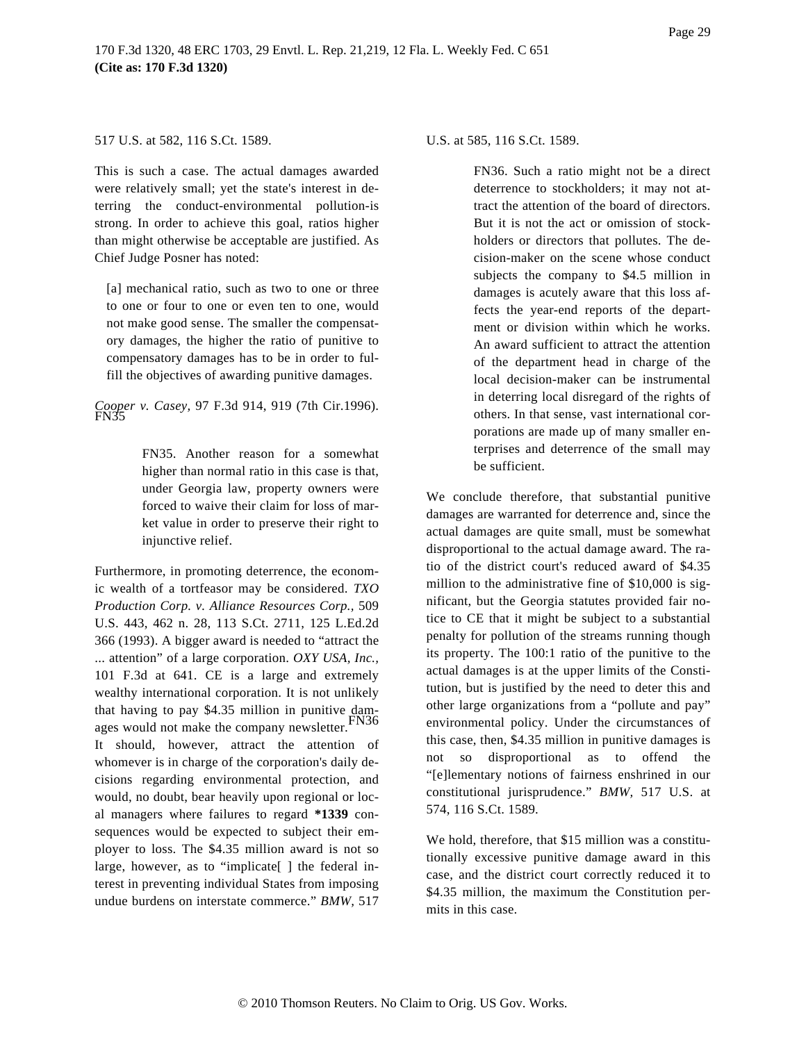517 U.S. at 582, 116 S.Ct. 1589.

This is such a case. The actual damages awarded were relatively small; yet the state's interest in deterring the conduct-environmental pollution-is strong. In order to achieve this goal, ratios higher than might otherwise be acceptable are justified. As Chief Judge Posner has noted:

> [a] mechanical ratio, such as two to one or three to one or four to one or even ten to one, would not make good sense. The smaller the compensatory damages, the higher the ratio of punitive to compensatory damages has to be in order to fulfill the objectives of awarding punitive damages.

*Cooper v. Casey,* 97 F.3d 914, 919 (7th Cir.1996).[FN35]

> FN35. Another reason for a somewhat higher than normal ratio in this case is that, under Georgia law, property owners were forced to waive their claim for loss of market value in order to preserve their right to injunctive relief.

Furthermore, in promoting deterrence, the economic wealth of a tortfeasor may be considered. *TXO Production Corp. v. Alliance Resources Corp.,* 509 U.S. 443, 462 n. 28, 113 S.Ct. 2711, 125 L.Ed.2d 366 (1993). A bigger award is needed to "attract the ... attention" of a large corporation. *OXY USA, Inc.,* 101 F.3d at 641. CE is a large and extremely wealthy international corporation. It is not unlikely that having to pay $4.35 million in punitive damages would not make the company newsletter.[FN36] It should, however, attract the attention of whomever is in charge of the corporation's daily decisions regarding environmental protection, and would, no doubt, bear heavily upon regional or local managers where failures to regard **\*1339** consequences would be expected to subject their employer to loss. The $4.35 million award is not so large, however, as to "implicate[ ] the federal interest in preventing individual States from imposing undue burdens on interstate commerce." *BMW,* 517 U.S. at 585, 116 S.Ct. 1589.

> FN36. Such a ratio might not be a direct deterrence to stockholders; it may not attract the attention of the board of directors. But it is not the act or omission of stockholders or directors that pollutes. The decision-maker on the scene whose conduct subjects the company to $4.5 million in damages is acutely aware that this loss affects the year-end reports of the department or division within which he works. An award sufficient to attract the attention of the department head in charge of the local decision-maker can be instrumental in deterring local disregard of the rights of others. In that sense, vast international corporations are made up of many smaller enterprises and deterrence of the small may be sufficient.

We conclude therefore, that substantial punitive damages are warranted for deterrence and, since the actual damages are quite small, must be somewhat disproportional to the actual damage award. The ratio of the district court's reduced award of $4.35 million to the administrative fine of $10,000 is significant, but the Georgia statutes provided fair notice to CE that it might be subject to a substantial penalty for pollution of the streams running though its property. The 100:1 ratio of the punitive to the actual damages is at the upper limits of the Constitution, but is justified by the need to deter this and other large organizations from a "pollute and pay" environmental policy. Under the circumstances of this case, then, $4.35 million in punitive damages is not so disproportional as to offend the "[e]lementary notions of fairness enshrined in our constitutional jurisprudence." *BMW,* 517 U.S. at 574, 116 S.Ct. 1589.

We hold, therefore, that $15 million was a constitutionally excessive punitive damage award in this case, and the district court correctly reduced it to $4.35 million, the maximum the Constitution permits in this case.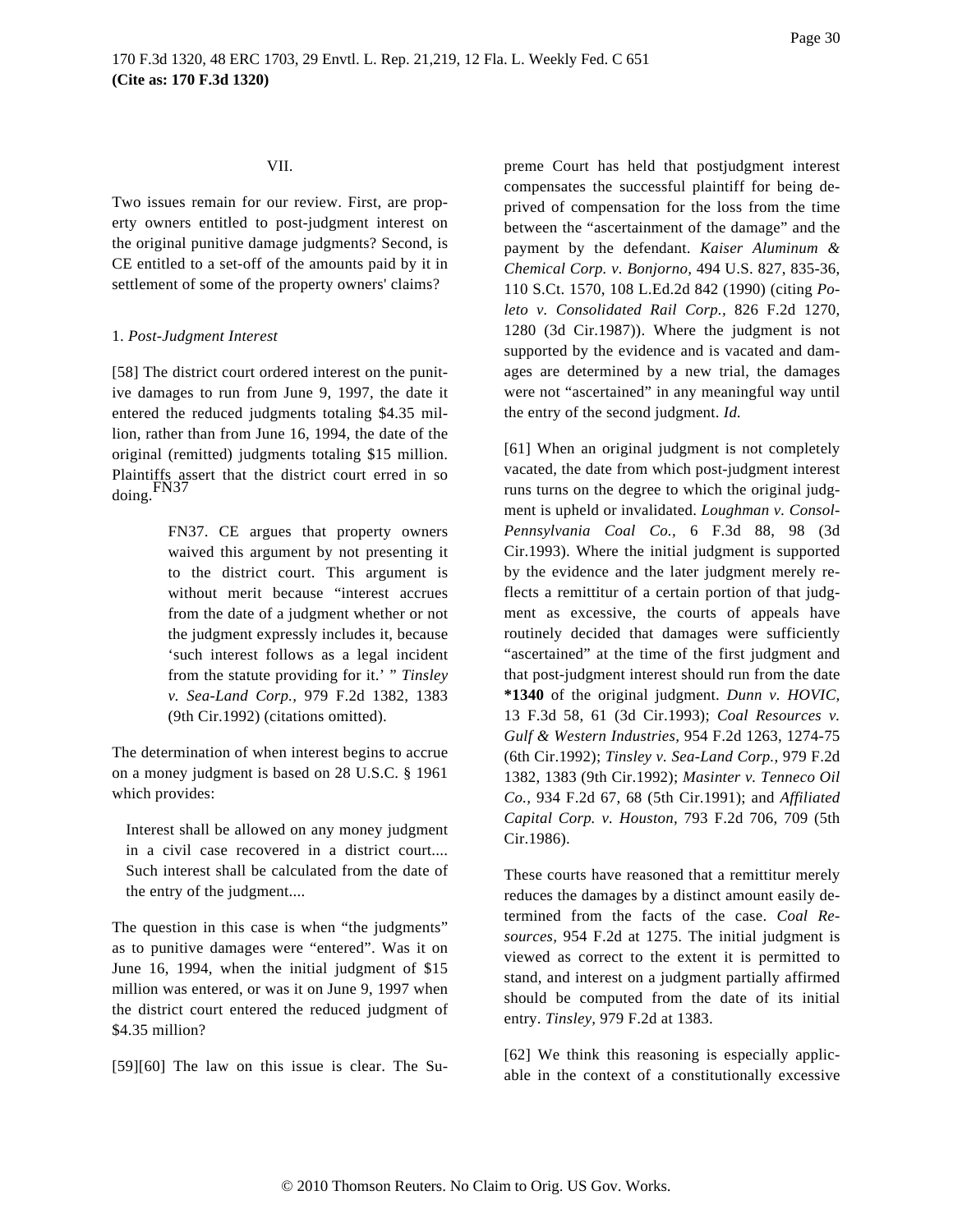VII.

Two issues remain for our review. First, are property owners entitled to post-judgment interest on the original punitive damage judgments? Second, is CE entitled to a set-off of the amounts paid by it in settlement of some of the property owners' claims?

1. *Post-Judgment Interest*

[58] The district court ordered interest on the punitive damages to run from June 9, 1997, the date it entered the reduced judgments totaling $4.35 million, rather than from June 16, 1994, the date of the original (remitted) judgments totaling $15 million. Plaintiffs assert that the district court erred in so doing.[FN37]

> FN37. CE argues that property owners waived this argument by not presenting it to the district court. This argument is without merit because "interest accrues from the date of a judgment whether or not the judgment expressly includes it, because 'such interest follows as a legal incident from the statute providing for it.' " *Tinsley v. Sea-Land Corp.,* 979 F.2d 1382, 1383 (9th Cir.1992) (citations omitted).

The determination of when interest begins to accrue on a money judgment is based on 28 U.S.C. § 1961 which provides:

> Interest shall be allowed on any money judgment in a civil case recovered in a district court.... Such interest shall be calculated from the date of the entry of the judgment....

The question in this case is when "the judgments" as to punitive damages were "entered". Was it on June 16, 1994, when the initial judgment of $15 million was entered, or was it on June 9, 1997 when the district court entered the reduced judgment of $4.35 million?

[59][60] The law on this issue is clear. The Supreme Court has held that postjudgment interest compensates the successful plaintiff for being deprived of compensation for the loss from the time between the "ascertainment of the damage" and the payment by the defendant. *Kaiser Aluminum & Chemical Corp. v. Bonjorno,* 494 U.S. 827, 835-36, 110 S.Ct. 1570, 108 L.Ed.2d 842 (1990) (citing *Poleto v. Consolidated Rail Corp.,* 826 F.2d 1270, 1280 (3d Cir.1987)). Where the judgment is not supported by the evidence and is vacated and damages are determined by a new trial, the damages were not "ascertained" in any meaningful way until the entry of the second judgment. *Id.*

[61] When an original judgment is not completely vacated, the date from which post-judgment interest runs turns on the degree to which the original judgment is upheld or invalidated. *Loughman v. Consol-Pennsylvania Coal Co.,* 6 F.3d 88, 98 (3d Cir.1993). Where the initial judgment is supported by the evidence and the later judgment merely reflects a remittitur of a certain portion of that judgment as excessive, the courts of appeals have routinely decided that damages were sufficiently "ascertained" at the time of the first judgment and that post-judgment interest should run from the date **\*1340** of the original judgment. *Dunn v. HOVIC,* 13 F.3d 58, 61 (3d Cir.1993); *Coal Resources v. Gulf & Western Industries,* 954 F.2d 1263, 1274-75 (6th Cir.1992); *Tinsley v. Sea-Land Corp.,* 979 F.2d 1382, 1383 (9th Cir.1992); *Masinter v. Tenneco Oil Co.,* 934 F.2d 67, 68 (5th Cir.1991); and *Affiliated Capital Corp. v. Houston,* 793 F.2d 706, 709 (5th Cir.1986).

These courts have reasoned that a remittitur merely reduces the damages by a distinct amount easily determined from the facts of the case. *Coal Resources*, 954 F.2d at 1275. The initial judgment is viewed as correct to the extent it is permitted to stand, and interest on a judgment partially affirmed should be computed from the date of its initial entry. *Tinsley,* 979 F.2d at 1383.

[62] We think this reasoning is especially applicable in the context of a constitutionally excessive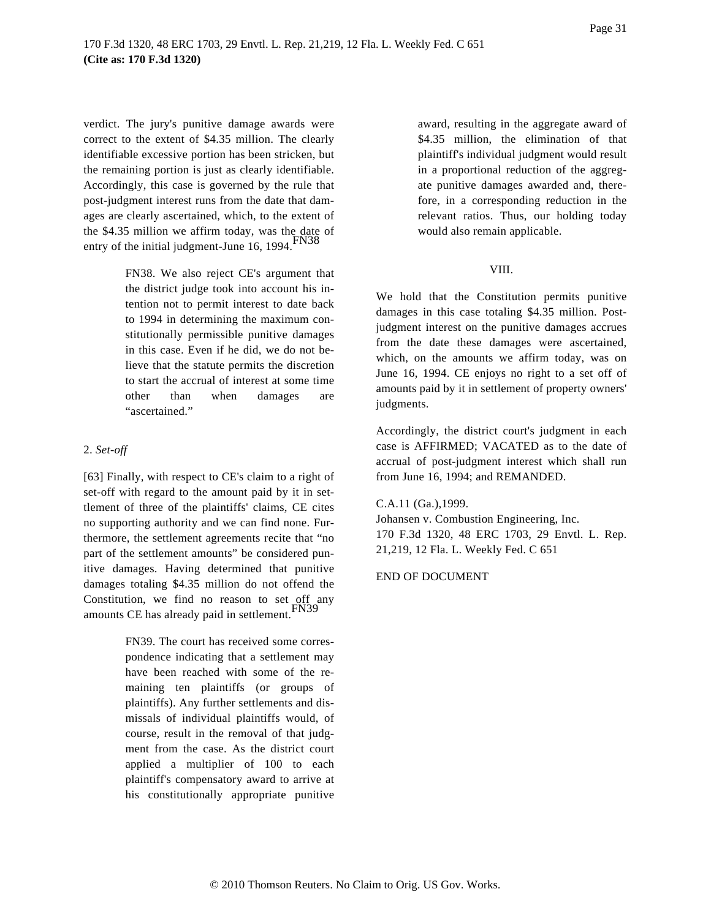verdict. The jury's punitive damage awards were correct to the extent of $4.35 million. The clearly identifiable excessive portion has been stricken, but the remaining portion is just as clearly identifiable. Accordingly, this case is governed by the rule that post-judgment interest runs from the date that damages are clearly ascertained, which, to the extent of the $4.35 million we affirm today, was the date of entry of the initial judgment-June 16, 1994.[FN38]

> FN38. We also reject CE's argument that the district judge took into account his intention not to permit interest to date back to 1994 in determining the maximum constitutionally permissible punitive damages in this case. Even if he did, we do not believe that the statute permits the discretion to start the accrual of interest at some time other than when damages are "ascertained."

2. *Set-off*

[63] Finally, with respect to CE's claim to a right of set-off with regard to the amount paid by it in settlement of three of the plaintiffs' claims, CE cites no supporting authority and we can find none. Furthermore, the settlement agreements recite that "no part of the settlement amounts" be considered punitive damages. Having determined that punitive damages totaling $4.35 million do not offend the Constitution, we find no reason to set off any amounts CE has already paid in settlement.[FN39]

> FN39. The court has received some correspondence indicating that a settlement may have been reached with some of the remaining ten plaintiffs (or groups of plaintiffs). Any further settlements and dismissals of individual plaintiffs would, of course, result in the removal of that judgment from the case. As the district court applied a multiplier of 100 to each plaintiff's compensatory award to arrive at his constitutionally appropriate punitive award, resulting in the aggregate award of $4.35 million, the elimination of that plaintiff's individual judgment would result in a proportional reduction of the aggregate punitive damages awarded and, therefore, in a corresponding reduction in the relevant ratios. Thus, our holding today would also remain applicable.

## VIII.

We hold that the Constitution permits punitive damages in this case totaling $4.35 million. Post-judgment interest on the punitive damages accrues from the date these damages were ascertained, which, on the amounts we affirm today, was on June 16, 1994. CE enjoys no right to a set off of amounts paid by it in settlement of property owners' judgments.

Accordingly, the district court's judgment in each case is AFFIRMED; VACATED as to the date of accrual of post-judgment interest which shall run from June 16, 1994; and REMANDED.

C.A.11 (Ga.),1999.
Johansen v. Combustion Engineering, Inc.
170 F.3d 1320, 48 ERC 1703, 29 Envtl. L. Rep. 21,219, 12 Fla. L. Weekly Fed. C 651

END OF DOCUMENT